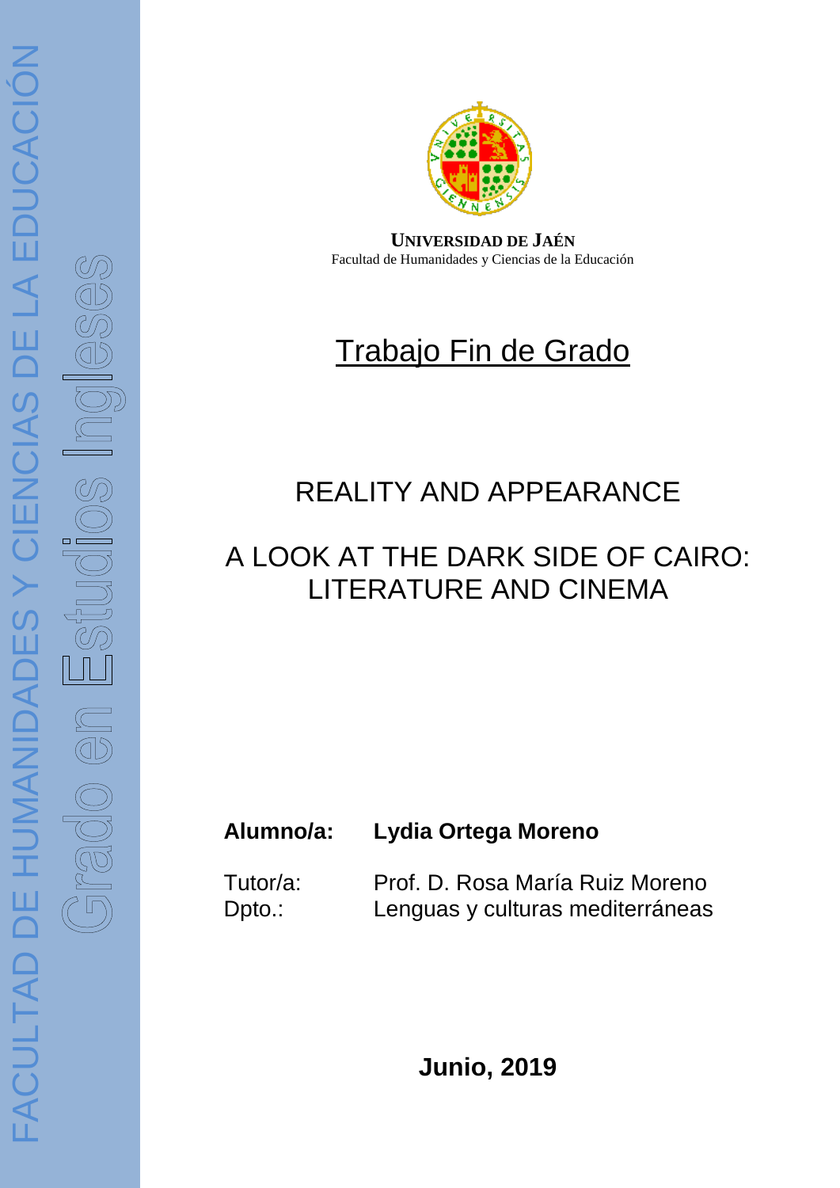FACULTAD DE HUMANIDADES Y CIENCIAS DE LA EDUCACIÓN

Grado en Estudios Ingleses

**UNIVERSIDAD DE JAÉN**
Facultad de Humanidades y Ciencias de la Educación

# Trabajo Fin de Grado

## REALITY AND APPEARANCE

## A LOOK AT THE DARK SIDE OF CAIRO: LITERATURE AND CINEMA

**Alumno/a:** **Lydia Ortega Moreno**

Tutor/a: Prof. D. Rosa María Ruiz Moreno
Dpto.: Lenguas y culturas mediterráneas

**Junio, 2019**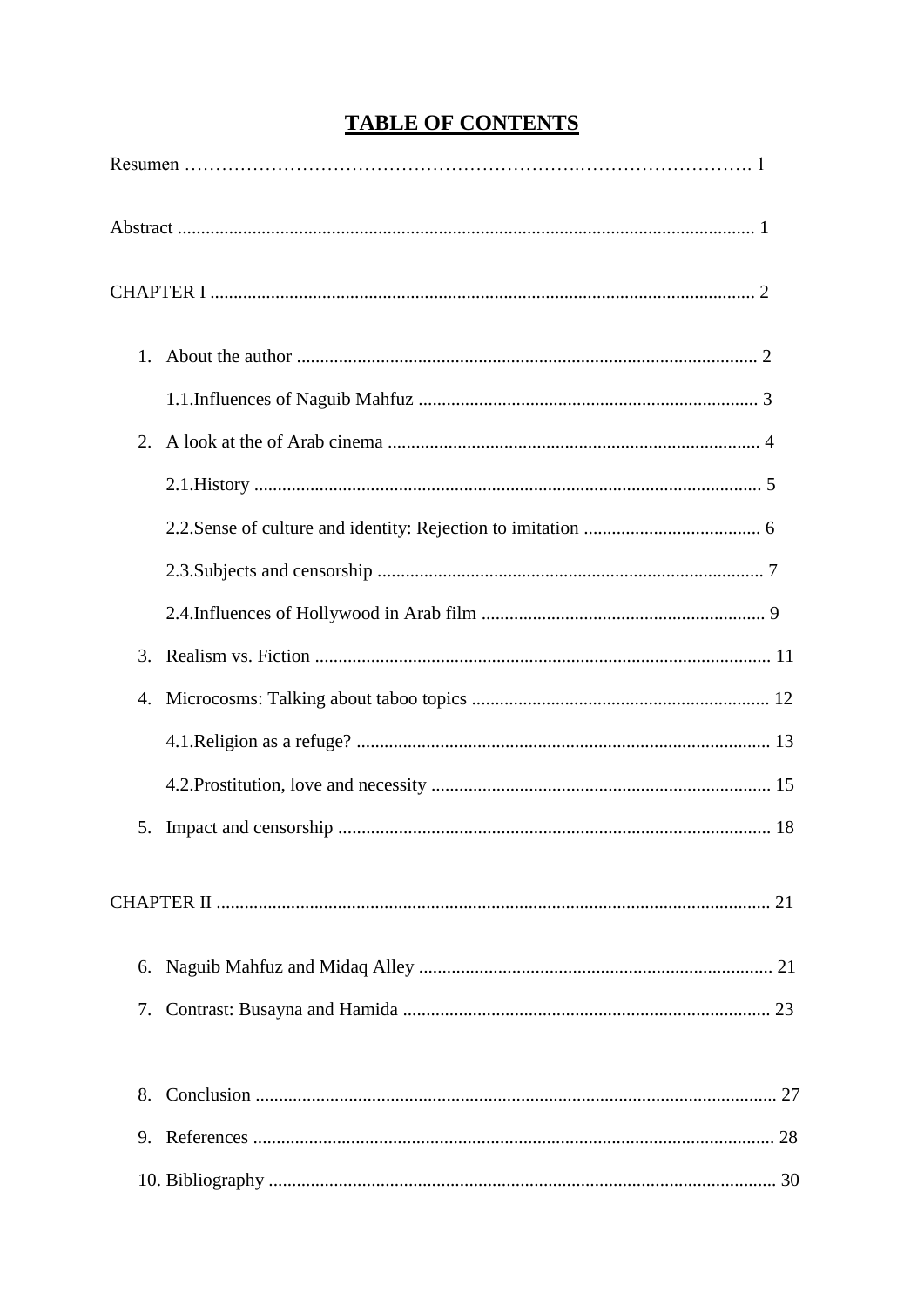# TABLE OF CONTENTS

Resumen …………………………………………………………….………………………. 1

Abstract ........................................................................................................................... 1

CHAPTER I ..................................................................................................................... 2

1. About the author .................................................................................................. 2

   1.1.Influences of Naguib Mahfuz ........................................................................ 3

2. A look at the of Arab cinema ............................................................................... 4

   2.1.History ............................................................................................................ 5

   2.2.Sense of culture and identity: Rejection to imitation ...................................... 6

   2.3.Subjects and censorship .................................................................................. 7

   2.4.Influences of Hollywood in Arab film ............................................................ 9

3. Realism vs. Fiction ................................................................................................ 11

4. Microcosms: Talking about taboo topics ............................................................... 12

   4.1.Religion as a refuge? ........................................................................................ 13

   4.2.Prostitution, love and necessity ........................................................................ 15

5. Impact and censorship ............................................................................................ 18

CHAPTER II ..................................................................................................................... 21

6. Naguib Mahfuz and Midaq Alley ........................................................................... 21

7. Contrast: Busayna and Hamida .............................................................................. 23

8. Conclusion .............................................................................................................. 27

9. References ............................................................................................................... 28

10. Bibliography ........................................................................................................... 30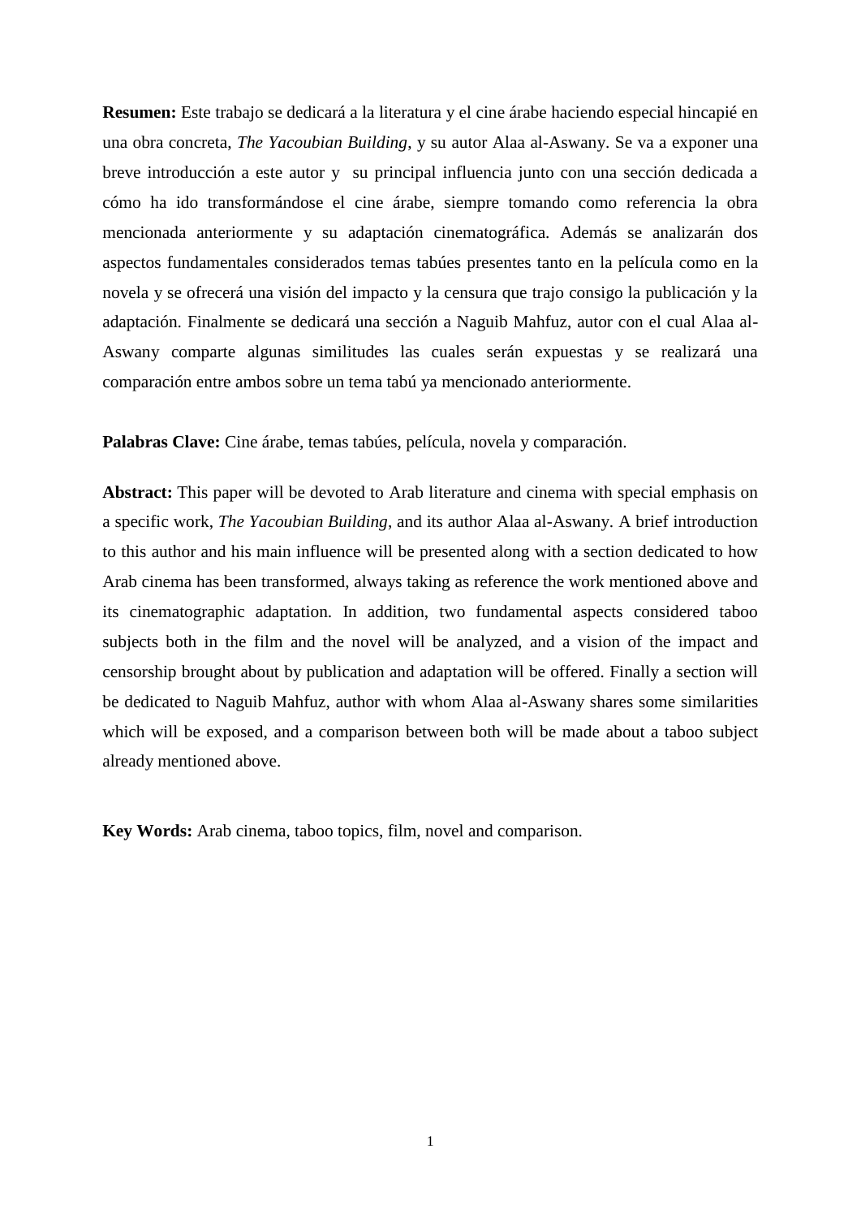**Resumen:** Este trabajo se dedicará a la literatura y el cine árabe haciendo especial hincapié en una obra concreta, *The Yacoubian Building*, y su autor Alaa al-Aswany. Se va a exponer una breve introducción a este autor y su principal influencia junto con una sección dedicada a cómo ha ido transformándose el cine árabe, siempre tomando como referencia la obra mencionada anteriormente y su adaptación cinematográfica. Además se analizarán dos aspectos fundamentales considerados temas tabúes presentes tanto en la película como en la novela y se ofrecerá una visión del impacto y la censura que trajo consigo la publicación y la adaptación. Finalmente se dedicará una sección a Naguib Mahfuz, autor con el cual Alaa al-Aswany comparte algunas similitudes las cuales serán expuestas y se realizará una comparación entre ambos sobre un tema tabú ya mencionado anteriormente.

**Palabras Clave:** Cine árabe, temas tabúes, película, novela y comparación.

**Abstract:** This paper will be devoted to Arab literature and cinema with special emphasis on a specific work, *The Yacoubian Building*, and its author Alaa al-Aswany. A brief introduction to this author and his main influence will be presented along with a section dedicated to how Arab cinema has been transformed, always taking as reference the work mentioned above and its cinematographic adaptation. In addition, two fundamental aspects considered taboo subjects both in the film and the novel will be analyzed, and a vision of the impact and censorship brought about by publication and adaptation will be offered. Finally a section will be dedicated to Naguib Mahfuz, author with whom Alaa al-Aswany shares some similarities which will be exposed, and a comparison between both will be made about a taboo subject already mentioned above.

**Key Words:** Arab cinema, taboo topics, film, novel and comparison.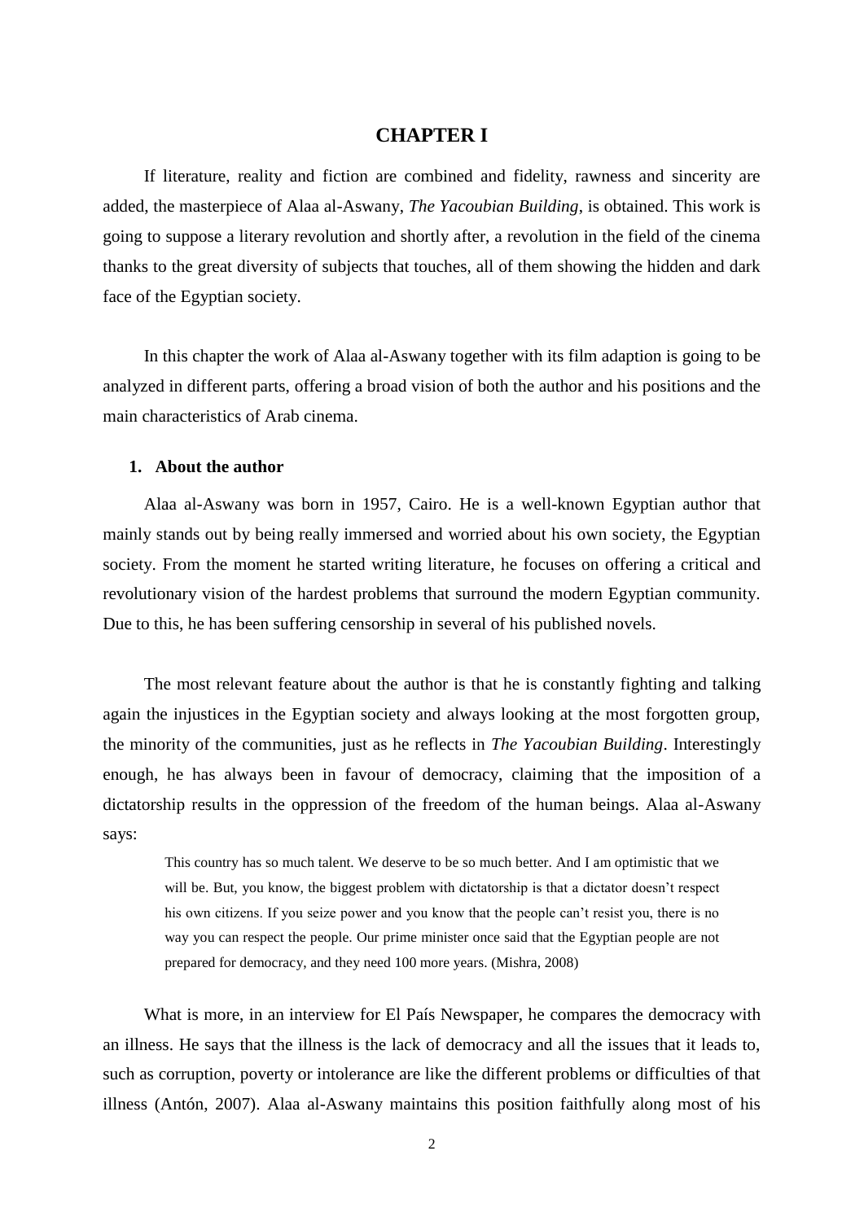# CHAPTER I

If literature, reality and fiction are combined and fidelity, rawness and sincerity are added, the masterpiece of Alaa al-Aswany, *The Yacoubian Building*, is obtained. This work is going to suppose a literary revolution and shortly after, a revolution in the field of the cinema thanks to the great diversity of subjects that touches, all of them showing the hidden and dark face of the Egyptian society.

In this chapter the work of Alaa al-Aswany together with its film adaption is going to be analyzed in different parts, offering a broad vision of both the author and his positions and the main characteristics of Arab cinema.

## 1. About the author

Alaa al-Aswany was born in 1957, Cairo. He is a well-known Egyptian author that mainly stands out by being really immersed and worried about his own society, the Egyptian society. From the moment he started writing literature, he focuses on offering a critical and revolutionary vision of the hardest problems that surround the modern Egyptian community. Due to this, he has been suffering censorship in several of his published novels.

The most relevant feature about the author is that he is constantly fighting and talking again the injustices in the Egyptian society and always looking at the most forgotten group, the minority of the communities, just as he reflects in *The Yacoubian Building*. Interestingly enough, he has always been in favour of democracy, claiming that the imposition of a dictatorship results in the oppression of the freedom of the human beings. Alaa al-Aswany says:

> This country has so much talent. We deserve to be so much better. And I am optimistic that we will be. But, you know, the biggest problem with dictatorship is that a dictator doesn't respect his own citizens. If you seize power and you know that the people can't resist you, there is no way you can respect the people. Our prime minister once said that the Egyptian people are not prepared for democracy, and they need 100 more years. (Mishra, 2008)

What is more, in an interview for El País Newspaper, he compares the democracy with an illness. He says that the illness is the lack of democracy and all the issues that it leads to, such as corruption, poverty or intolerance are like the different problems or difficulties of that illness (Antón, 2007). Alaa al-Aswany maintains this position faithfully along most of his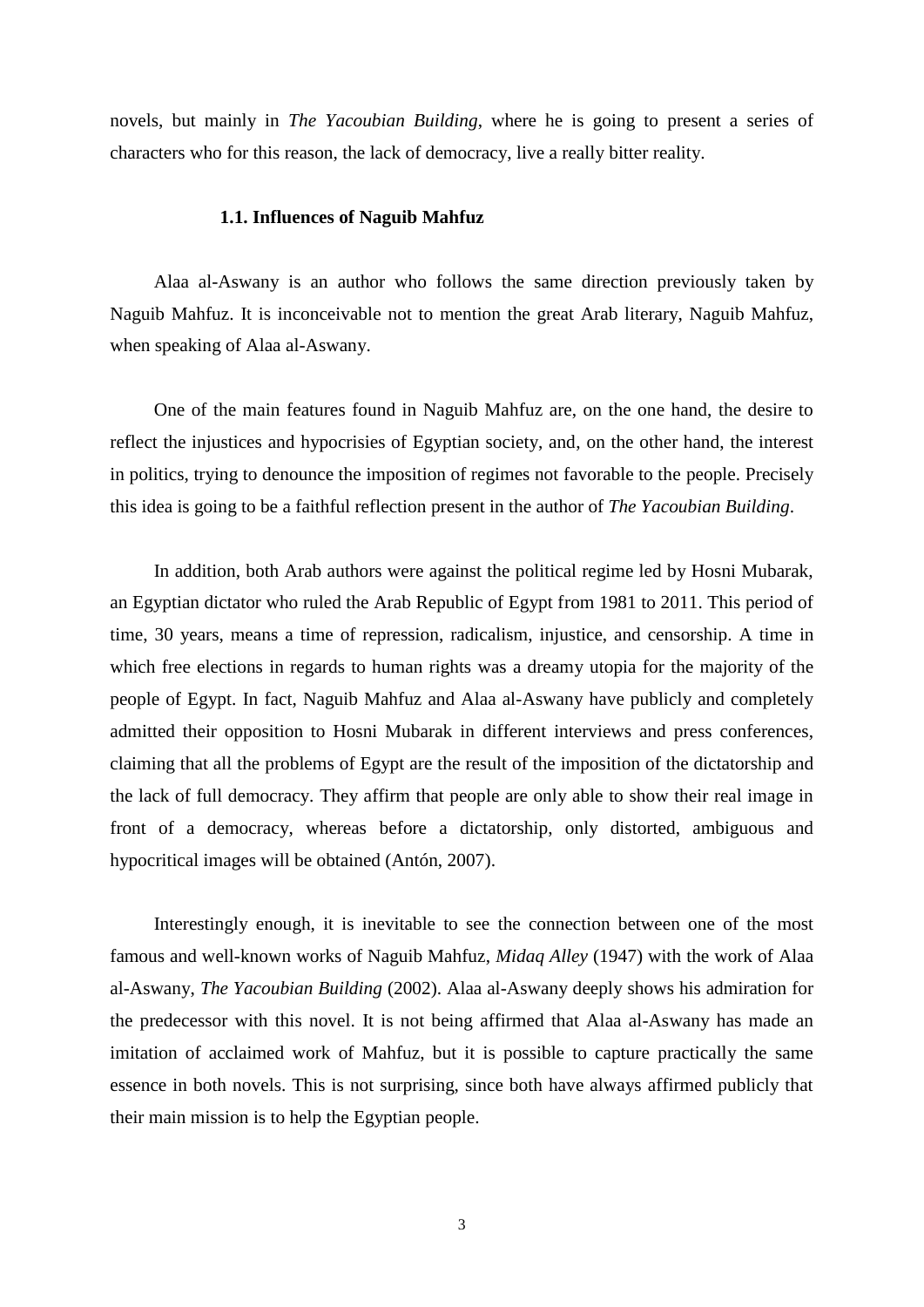novels, but mainly in *The Yacoubian Building*, where he is going to present a series of characters who for this reason, the lack of democracy, live a really bitter reality.

### 1.1. Influences of Naguib Mahfuz

Alaa al-Aswany is an author who follows the same direction previously taken by Naguib Mahfuz. It is inconceivable not to mention the great Arab literary, Naguib Mahfuz, when speaking of Alaa al-Aswany.

One of the main features found in Naguib Mahfuz are, on the one hand, the desire to reflect the injustices and hypocrisies of Egyptian society, and, on the other hand, the interest in politics, trying to denounce the imposition of regimes not favorable to the people. Precisely this idea is going to be a faithful reflection present in the author of *The Yacoubian Building*.

In addition, both Arab authors were against the political regime led by Hosni Mubarak, an Egyptian dictator who ruled the Arab Republic of Egypt from 1981 to 2011. This period of time, 30 years, means a time of repression, radicalism, injustice, and censorship. A time in which free elections in regards to human rights was a dreamy utopia for the majority of the people of Egypt. In fact, Naguib Mahfuz and Alaa al-Aswany have publicly and completely admitted their opposition to Hosni Mubarak in different interviews and press conferences, claiming that all the problems of Egypt are the result of the imposition of the dictatorship and the lack of full democracy. They affirm that people are only able to show their real image in front of a democracy, whereas before a dictatorship, only distorted, ambiguous and hypocritical images will be obtained (Antón, 2007).

Interestingly enough, it is inevitable to see the connection between one of the most famous and well-known works of Naguib Mahfuz, *Midaq Alley* (1947) with the work of Alaa al-Aswany, *The Yacoubian Building* (2002). Alaa al-Aswany deeply shows his admiration for the predecessor with this novel. It is not being affirmed that Alaa al-Aswany has made an imitation of acclaimed work of Mahfuz, but it is possible to capture practically the same essence in both novels. This is not surprising, since both have always affirmed publicly that their main mission is to help the Egyptian people.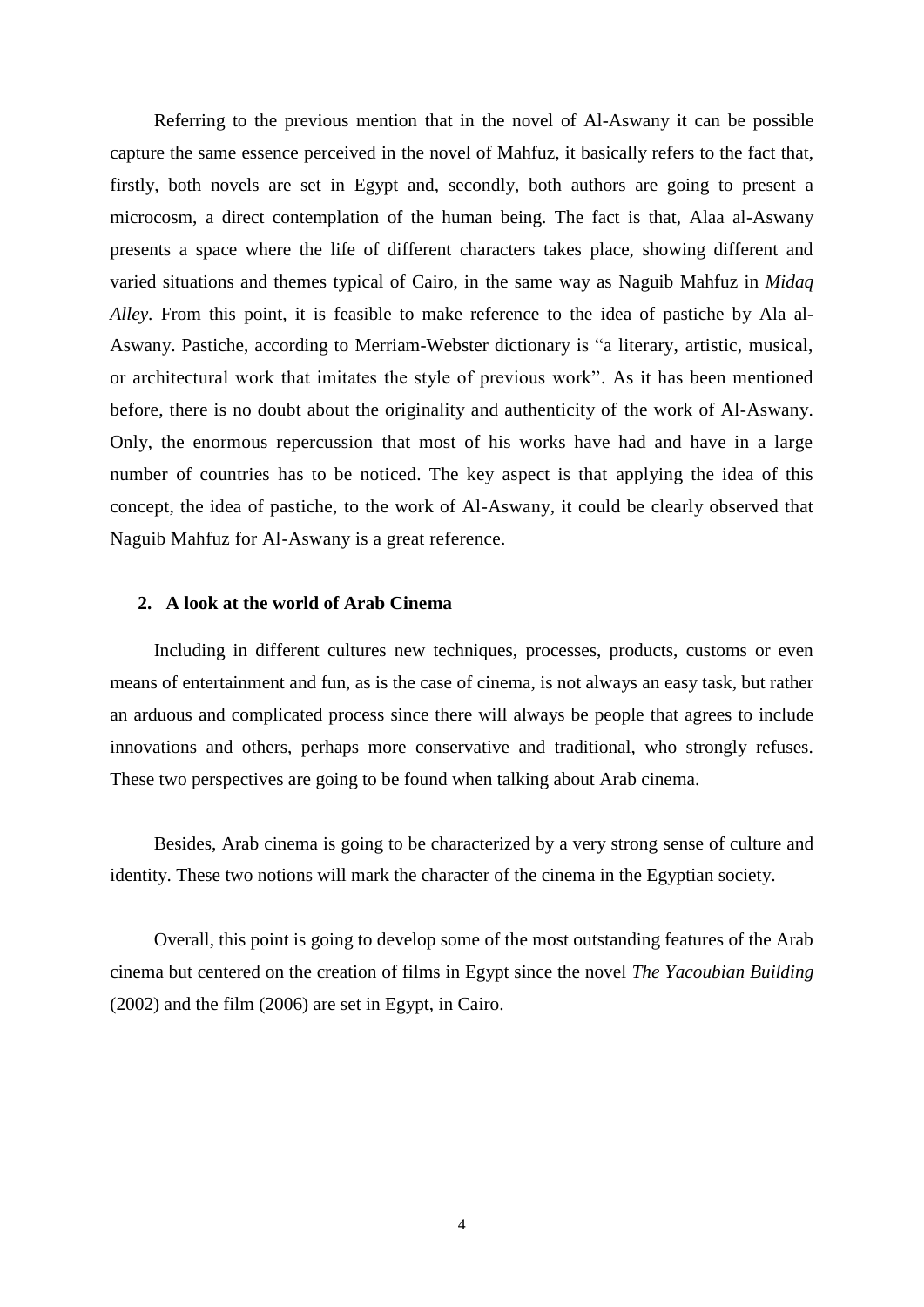Referring to the previous mention that in the novel of Al-Aswany it can be possible capture the same essence perceived in the novel of Mahfuz, it basically refers to the fact that, firstly, both novels are set in Egypt and, secondly, both authors are going to present a microcosm, a direct contemplation of the human being. The fact is that, Alaa al-Aswany presents a space where the life of different characters takes place, showing different and varied situations and themes typical of Cairo, in the same way as Naguib Mahfuz in *Midaq Alley*. From this point, it is feasible to make reference to the idea of pastiche by Ala al-Aswany. Pastiche, according to Merriam-Webster dictionary is "a literary, artistic, musical, or architectural work that imitates the style of previous work". As it has been mentioned before, there is no doubt about the originality and authenticity of the work of Al-Aswany. Only, the enormous repercussion that most of his works have had and have in a large number of countries has to be noticed. The key aspect is that applying the idea of this concept, the idea of pastiche, to the work of Al-Aswany, it could be clearly observed that Naguib Mahfuz for Al-Aswany is a great reference.

## 2. A look at the world of Arab Cinema

Including in different cultures new techniques, processes, products, customs or even means of entertainment and fun, as is the case of cinema, is not always an easy task, but rather an arduous and complicated process since there will always be people that agrees to include innovations and others, perhaps more conservative and traditional, who strongly refuses. These two perspectives are going to be found when talking about Arab cinema.

Besides, Arab cinema is going to be characterized by a very strong sense of culture and identity. These two notions will mark the character of the cinema in the Egyptian society.

Overall, this point is going to develop some of the most outstanding features of the Arab cinema but centered on the creation of films in Egypt since the novel *The Yacoubian Building* (2002) and the film (2006) are set in Egypt, in Cairo.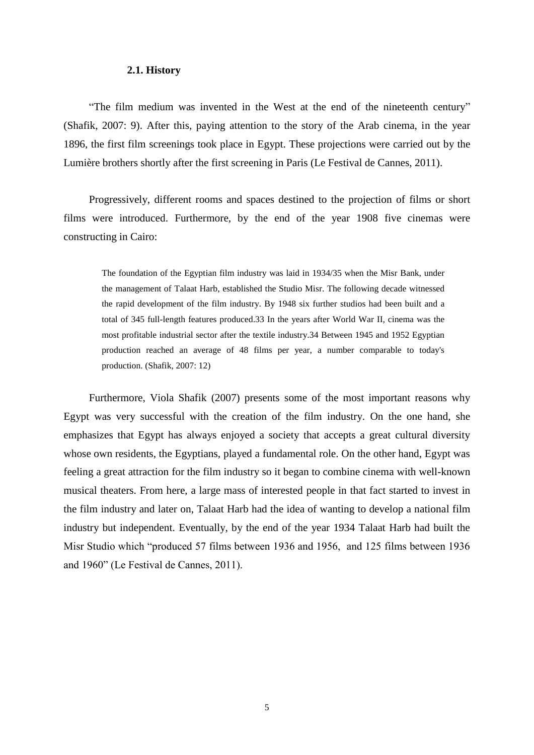### 2.1. History

"The film medium was invented in the West at the end of the nineteenth century" (Shafik, 2007: 9). After this, paying attention to the story of the Arab cinema, in the year 1896, the first film screenings took place in Egypt. These projections were carried out by the Lumière brothers shortly after the first screening in Paris (Le Festival de Cannes, 2011).

Progressively, different rooms and spaces destined to the projection of films or short films were introduced. Furthermore, by the end of the year 1908 five cinemas were constructing in Cairo:

> The foundation of the Egyptian film industry was laid in 1934/35 when the Misr Bank, under the management of Talaat Harb, established the Studio Misr. The following decade witnessed the rapid development of the film industry. By 1948 six further studios had been built and a total of 345 full-length features produced.33 In the years after World War II, cinema was the most profitable industrial sector after the textile industry.34 Between 1945 and 1952 Egyptian production reached an average of 48 films per year, a number comparable to today's production. (Shafik, 2007: 12)

Furthermore, Viola Shafik (2007) presents some of the most important reasons why Egypt was very successful with the creation of the film industry. On the one hand, she emphasizes that Egypt has always enjoyed a society that accepts a great cultural diversity whose own residents, the Egyptians, played a fundamental role. On the other hand, Egypt was feeling a great attraction for the film industry so it began to combine cinema with well-known musical theaters. From here, a large mass of interested people in that fact started to invest in the film industry and later on, Talaat Harb had the idea of wanting to develop a national film industry but independent. Eventually, by the end of the year 1934 Talaat Harb had built the Misr Studio which "produced 57 films between 1936 and 1956, and 125 films between 1936 and 1960" (Le Festival de Cannes, 2011).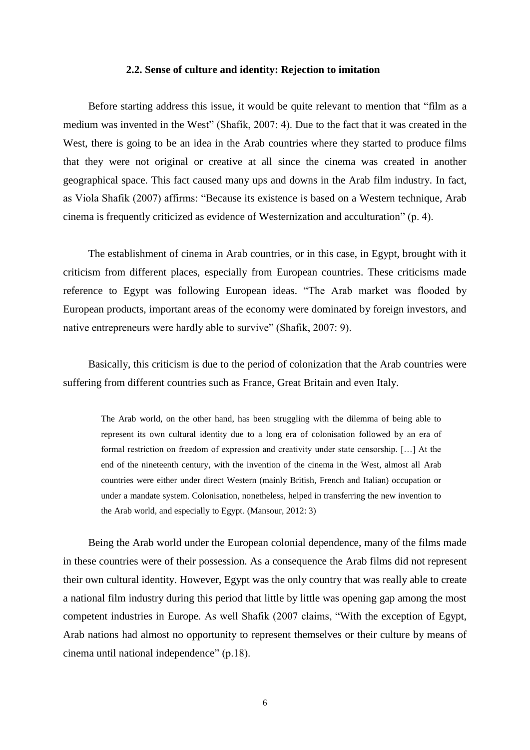### 2.2. Sense of culture and identity: Rejection to imitation

Before starting address this issue, it would be quite relevant to mention that "film as a medium was invented in the West" (Shafik, 2007: 4). Due to the fact that it was created in the West, there is going to be an idea in the Arab countries where they started to produce films that they were not original or creative at all since the cinema was created in another geographical space. This fact caused many ups and downs in the Arab film industry. In fact, as Viola Shafik (2007) affirms: "Because its existence is based on a Western technique, Arab cinema is frequently criticized as evidence of Westernization and acculturation" (p. 4).

The establishment of cinema in Arab countries, or in this case, in Egypt, brought with it criticism from different places, especially from European countries. These criticisms made reference to Egypt was following European ideas. "The Arab market was flooded by European products, important areas of the economy were dominated by foreign investors, and native entrepreneurs were hardly able to survive" (Shafik, 2007: 9).

Basically, this criticism is due to the period of colonization that the Arab countries were suffering from different countries such as France, Great Britain and even Italy.

> The Arab world, on the other hand, has been struggling with the dilemma of being able to represent its own cultural identity due to a long era of colonisation followed by an era of formal restriction on freedom of expression and creativity under state censorship. […] At the end of the nineteenth century, with the invention of the cinema in the West, almost all Arab countries were either under direct Western (mainly British, French and Italian) occupation or under a mandate system. Colonisation, nonetheless, helped in transferring the new invention to the Arab world, and especially to Egypt. (Mansour, 2012: 3)

Being the Arab world under the European colonial dependence, many of the films made in these countries were of their possession. As a consequence the Arab films did not represent their own cultural identity. However, Egypt was the only country that was really able to create a national film industry during this period that little by little was opening gap among the most competent industries in Europe. As well Shafik (2007 claims, "With the exception of Egypt, Arab nations had almost no opportunity to represent themselves or their culture by means of cinema until national independence" (p.18).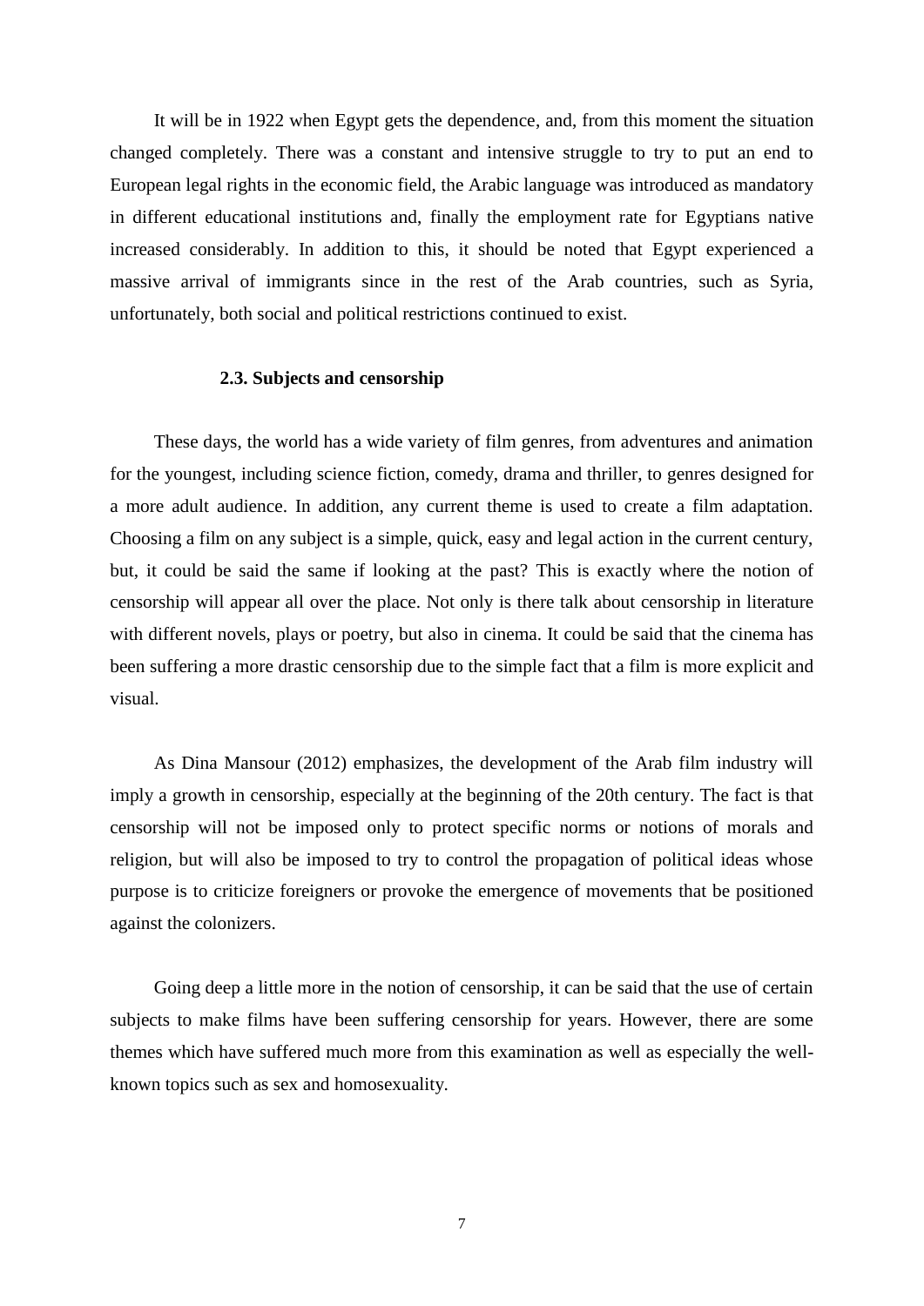It will be in 1922 when Egypt gets the dependence, and, from this moment the situation changed completely. There was a constant and intensive struggle to try to put an end to European legal rights in the economic field, the Arabic language was introduced as mandatory in different educational institutions and, finally the employment rate for Egyptians native increased considerably. In addition to this, it should be noted that Egypt experienced a massive arrival of immigrants since in the rest of the Arab countries, such as Syria, unfortunately, both social and political restrictions continued to exist.

### 2.3. Subjects and censorship

These days, the world has a wide variety of film genres, from adventures and animation for the youngest, including science fiction, comedy, drama and thriller, to genres designed for a more adult audience. In addition, any current theme is used to create a film adaptation. Choosing a film on any subject is a simple, quick, easy and legal action in the current century, but, it could be said the same if looking at the past? This is exactly where the notion of censorship will appear all over the place. Not only is there talk about censorship in literature with different novels, plays or poetry, but also in cinema. It could be said that the cinema has been suffering a more drastic censorship due to the simple fact that a film is more explicit and visual.

As Dina Mansour (2012) emphasizes, the development of the Arab film industry will imply a growth in censorship, especially at the beginning of the 20th century. The fact is that censorship will not be imposed only to protect specific norms or notions of morals and religion, but will also be imposed to try to control the propagation of political ideas whose purpose is to criticize foreigners or provoke the emergence of movements that be positioned against the colonizers.

Going deep a little more in the notion of censorship, it can be said that the use of certain subjects to make films have been suffering censorship for years. However, there are some themes which have suffered much more from this examination as well as especially the well-known topics such as sex and homosexuality.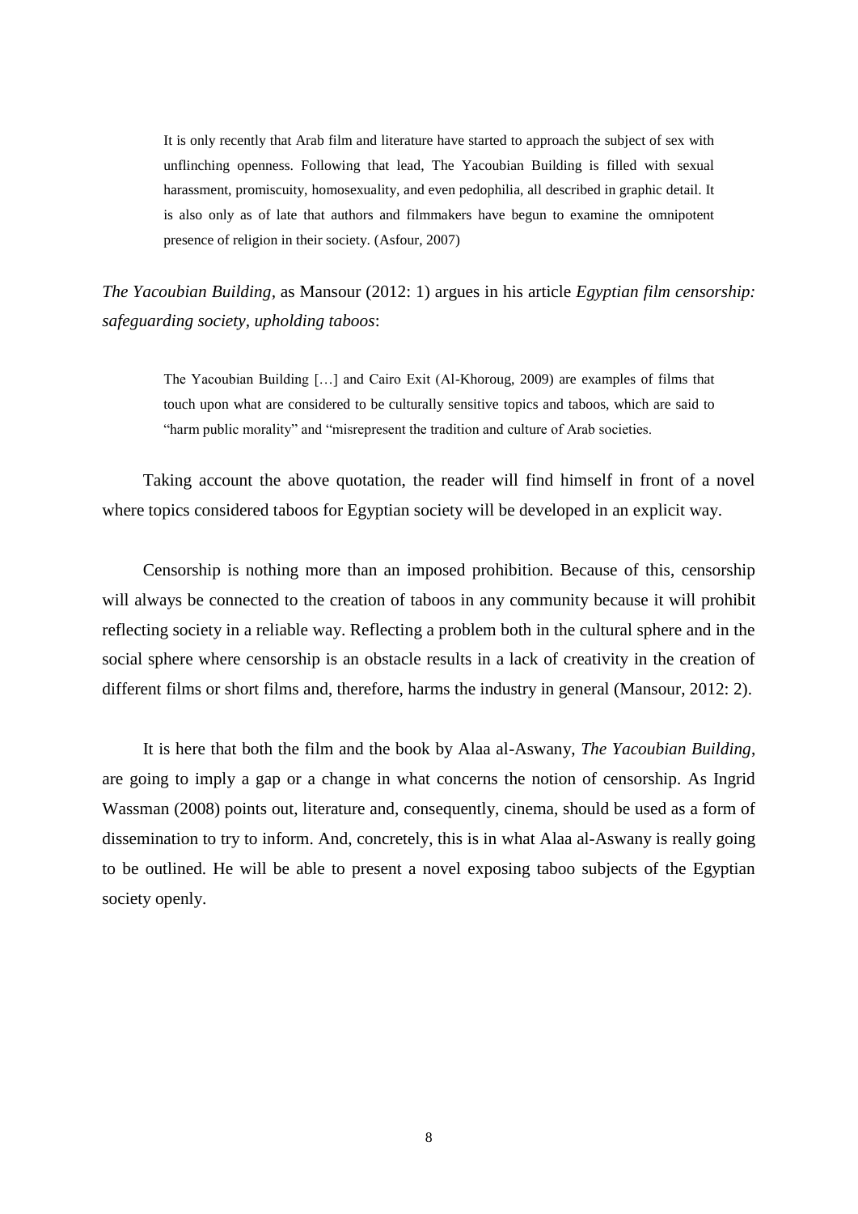> It is only recently that Arab film and literature have started to approach the subject of sex with unflinching openness. Following that lead, The Yacoubian Building is filled with sexual harassment, promiscuity, homosexuality, and even pedophilia, all described in graphic detail. It is also only as of late that authors and filmmakers have begun to examine the omnipotent presence of religion in their society. (Asfour, 2007)

*The Yacoubian Building*, as Mansour (2012: 1) argues in his article *Egyptian film censorship: safeguarding society, upholding taboos*:

> The Yacoubian Building […] and Cairo Exit (Al-Khoroug, 2009) are examples of films that touch upon what are considered to be culturally sensitive topics and taboos, which are said to "harm public morality" and "misrepresent the tradition and culture of Arab societies.

Taking account the above quotation, the reader will find himself in front of a novel where topics considered taboos for Egyptian society will be developed in an explicit way.

Censorship is nothing more than an imposed prohibition. Because of this, censorship will always be connected to the creation of taboos in any community because it will prohibit reflecting society in a reliable way. Reflecting a problem both in the cultural sphere and in the social sphere where censorship is an obstacle results in a lack of creativity in the creation of different films or short films and, therefore, harms the industry in general (Mansour, 2012: 2).

It is here that both the film and the book by Alaa al-Aswany, *The Yacoubian Building*, are going to imply a gap or a change in what concerns the notion of censorship. As Ingrid Wassman (2008) points out, literature and, consequently, cinema, should be used as a form of dissemination to try to inform. And, concretely, this is in what Alaa al-Aswany is really going to be outlined. He will be able to present a novel exposing taboo subjects of the Egyptian society openly.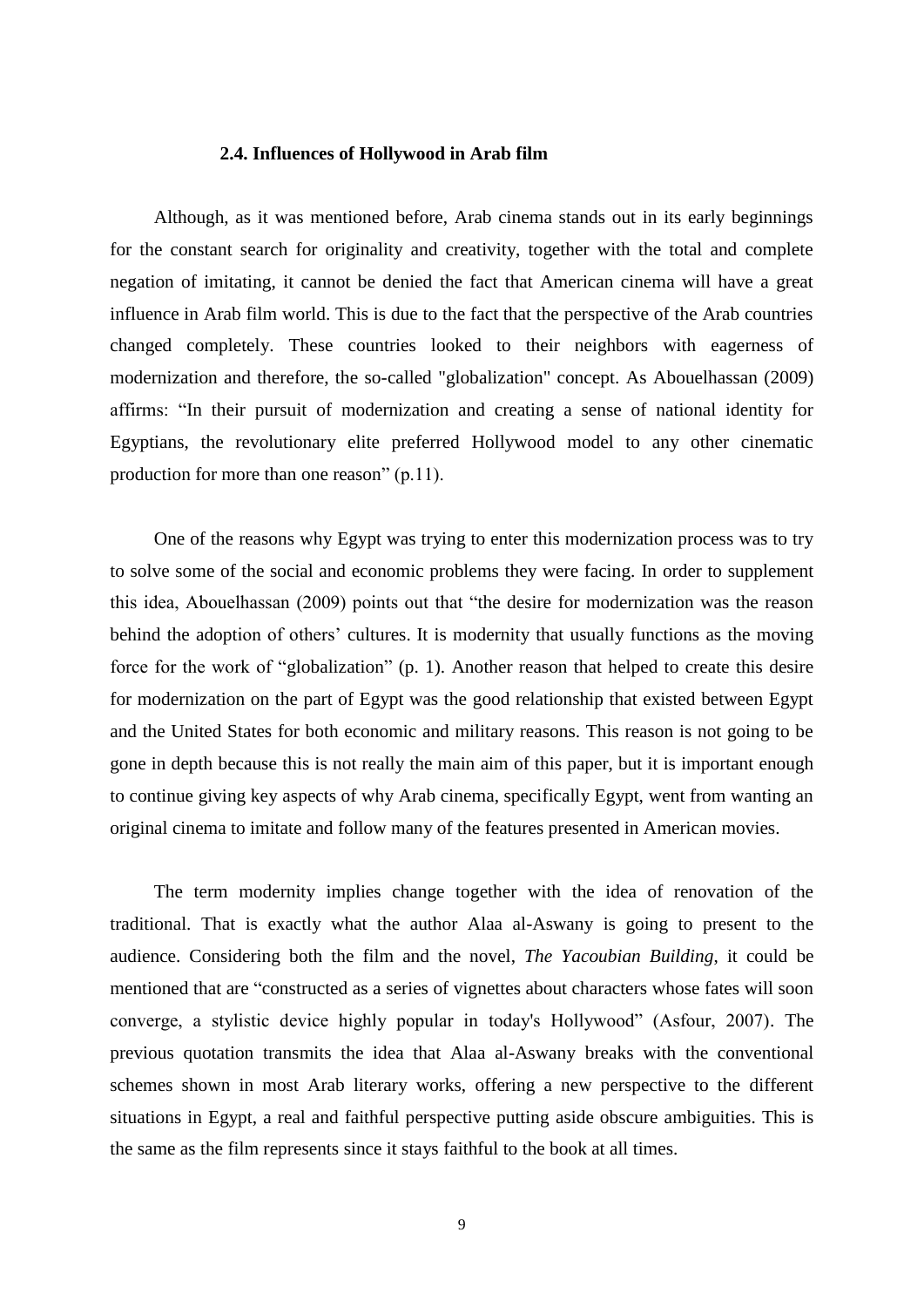### 2.4. Influences of Hollywood in Arab film

Although, as it was mentioned before, Arab cinema stands out in its early beginnings for the constant search for originality and creativity, together with the total and complete negation of imitating, it cannot be denied the fact that American cinema will have a great influence in Arab film world. This is due to the fact that the perspective of the Arab countries changed completely. These countries looked to their neighbors with eagerness of modernization and therefore, the so-called "globalization" concept. As Abouelhassan (2009) affirms: "In their pursuit of modernization and creating a sense of national identity for Egyptians, the revolutionary elite preferred Hollywood model to any other cinematic production for more than one reason" (p.11).

One of the reasons why Egypt was trying to enter this modernization process was to try to solve some of the social and economic problems they were facing. In order to supplement this idea, Abouelhassan (2009) points out that "the desire for modernization was the reason behind the adoption of others' cultures. It is modernity that usually functions as the moving force for the work of "globalization" (p. 1). Another reason that helped to create this desire for modernization on the part of Egypt was the good relationship that existed between Egypt and the United States for both economic and military reasons. This reason is not going to be gone in depth because this is not really the main aim of this paper, but it is important enough to continue giving key aspects of why Arab cinema, specifically Egypt, went from wanting an original cinema to imitate and follow many of the features presented in American movies.

The term modernity implies change together with the idea of renovation of the traditional. That is exactly what the author Alaa al-Aswany is going to present to the audience. Considering both the film and the novel, *The Yacoubian Building*, it could be mentioned that are "constructed as a series of vignettes about characters whose fates will soon converge, a stylistic device highly popular in today's Hollywood" (Asfour, 2007). The previous quotation transmits the idea that Alaa al-Aswany breaks with the conventional schemes shown in most Arab literary works, offering a new perspective to the different situations in Egypt, a real and faithful perspective putting aside obscure ambiguities. This is the same as the film represents since it stays faithful to the book at all times.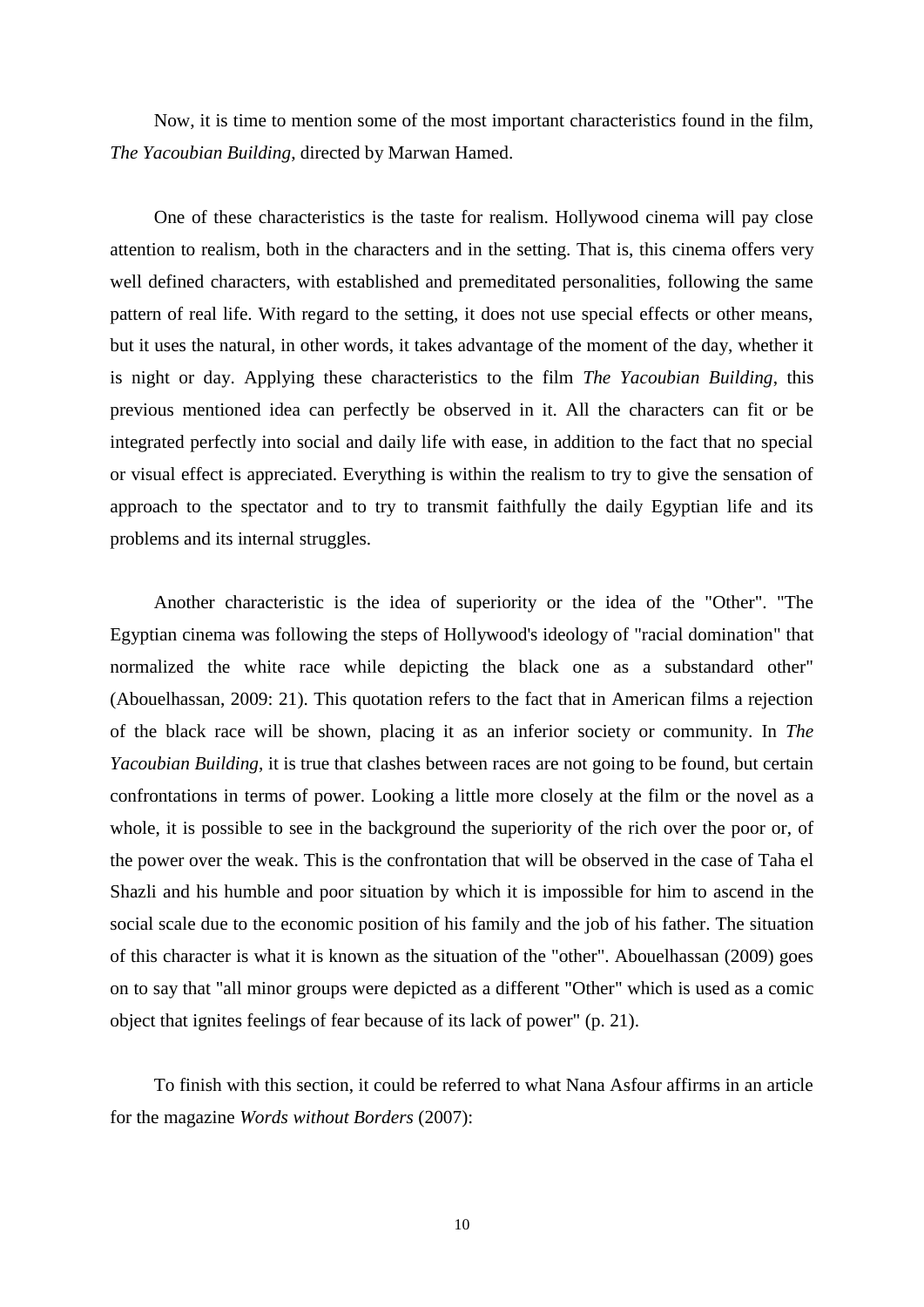Now, it is time to mention some of the most important characteristics found in the film, *The Yacoubian Building*, directed by Marwan Hamed.

One of these characteristics is the taste for realism. Hollywood cinema will pay close attention to realism, both in the characters and in the setting. That is, this cinema offers very well defined characters, with established and premeditated personalities, following the same pattern of real life. With regard to the setting, it does not use special effects or other means, but it uses the natural, in other words, it takes advantage of the moment of the day, whether it is night or day. Applying these characteristics to the film *The Yacoubian Building*, this previous mentioned idea can perfectly be observed in it. All the characters can fit or be integrated perfectly into social and daily life with ease, in addition to the fact that no special or visual effect is appreciated. Everything is within the realism to try to give the sensation of approach to the spectator and to try to transmit faithfully the daily Egyptian life and its problems and its internal struggles.

Another characteristic is the idea of superiority or the idea of the "Other". "The Egyptian cinema was following the steps of Hollywood's ideology of "racial domination" that normalized the white race while depicting the black one as a substandard other" (Abouelhassan, 2009: 21). This quotation refers to the fact that in American films a rejection of the black race will be shown, placing it as an inferior society or community. In *The Yacoubian Building*, it is true that clashes between races are not going to be found, but certain confrontations in terms of power. Looking a little more closely at the film or the novel as a whole, it is possible to see in the background the superiority of the rich over the poor or, of the power over the weak. This is the confrontation that will be observed in the case of Taha el Shazli and his humble and poor situation by which it is impossible for him to ascend in the social scale due to the economic position of his family and the job of his father. The situation of this character is what it is known as the situation of the "other". Abouelhassan (2009) goes on to say that "all minor groups were depicted as a different "Other" which is used as a comic object that ignites feelings of fear because of its lack of power" (p. 21).

To finish with this section, it could be referred to what Nana Asfour affirms in an article for the magazine *Words without Borders* (2007):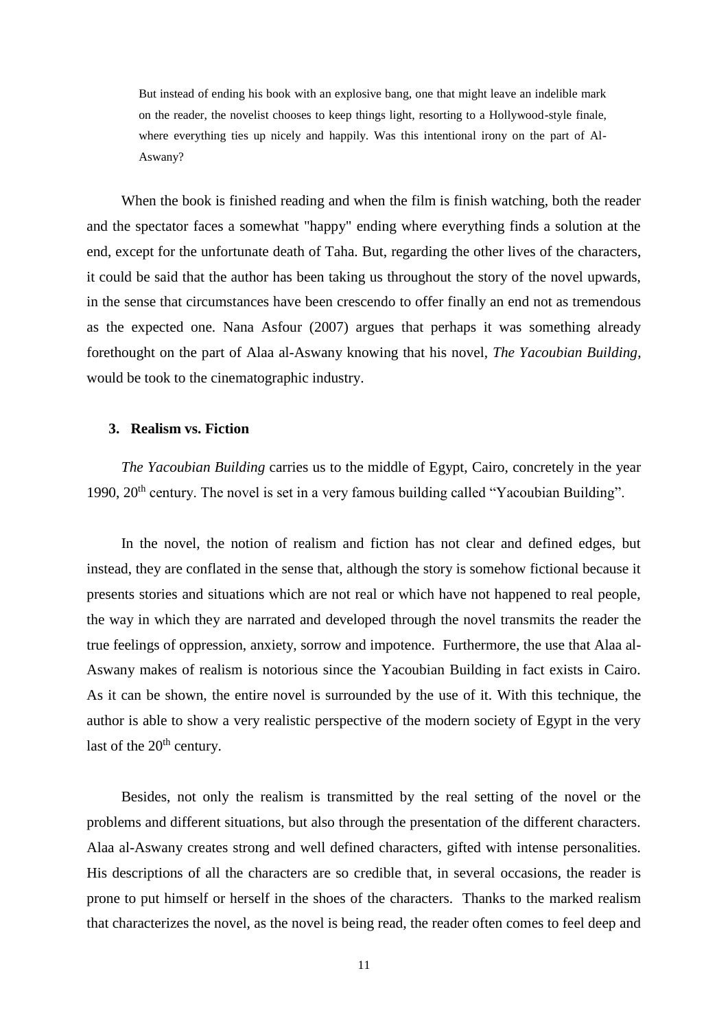> But instead of ending his book with an explosive bang, one that might leave an indelible mark on the reader, the novelist chooses to keep things light, resorting to a Hollywood-style finale, where everything ties up nicely and happily. Was this intentional irony on the part of Al-Aswany?

When the book is finished reading and when the film is finish watching, both the reader and the spectator faces a somewhat "happy" ending where everything finds a solution at the end, except for the unfortunate death of Taha. But, regarding the other lives of the characters, it could be said that the author has been taking us throughout the story of the novel upwards, in the sense that circumstances have been crescendo to offer finally an end not as tremendous as the expected one. Nana Asfour (2007) argues that perhaps it was something already forethought on the part of Alaa al-Aswany knowing that his novel, *The Yacoubian Building*, would be took to the cinematographic industry.

### 3. Realism vs. Fiction

*The Yacoubian Building* carries us to the middle of Egypt, Cairo, concretely in the year 1990, 20th century. The novel is set in a very famous building called "Yacoubian Building".

In the novel, the notion of realism and fiction has not clear and defined edges, but instead, they are conflated in the sense that, although the story is somehow fictional because it presents stories and situations which are not real or which have not happened to real people, the way in which they are narrated and developed through the novel transmits the reader the true feelings of oppression, anxiety, sorrow and impotence. Furthermore, the use that Alaa al-Aswany makes of realism is notorious since the Yacoubian Building in fact exists in Cairo. As it can be shown, the entire novel is surrounded by the use of it. With this technique, the author is able to show a very realistic perspective of the modern society of Egypt in the very last of the 20th century.

Besides, not only the realism is transmitted by the real setting of the novel or the problems and different situations, but also through the presentation of the different characters. Alaa al-Aswany creates strong and well defined characters, gifted with intense personalities. His descriptions of all the characters are so credible that, in several occasions, the reader is prone to put himself or herself in the shoes of the characters. Thanks to the marked realism that characterizes the novel, as the novel is being read, the reader often comes to feel deep and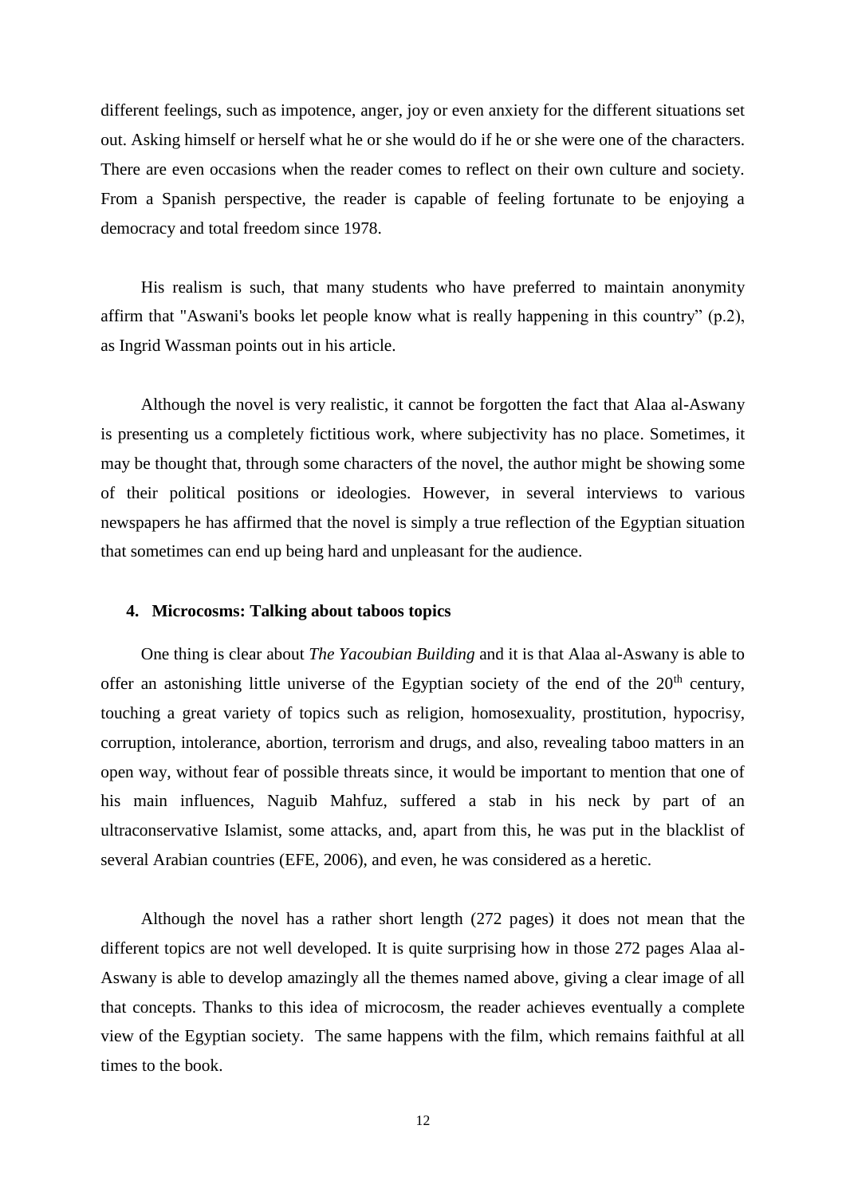different feelings, such as impotence, anger, joy or even anxiety for the different situations set out. Asking himself or herself what he or she would do if he or she were one of the characters. There are even occasions when the reader comes to reflect on their own culture and society. From a Spanish perspective, the reader is capable of feeling fortunate to be enjoying a democracy and total freedom since 1978.

His realism is such, that many students who have preferred to maintain anonymity affirm that "Aswani's books let people know what is really happening in this country" (p.2), as Ingrid Wassman points out in his article.

Although the novel is very realistic, it cannot be forgotten the fact that Alaa al-Aswany is presenting us a completely fictitious work, where subjectivity has no place. Sometimes, it may be thought that, through some characters of the novel, the author might be showing some of their political positions or ideologies. However, in several interviews to various newspapers he has affirmed that the novel is simply a true reflection of the Egyptian situation that sometimes can end up being hard and unpleasant for the audience.

### 4. Microcosms: Talking about taboos topics

One thing is clear about *The Yacoubian Building* and it is that Alaa al-Aswany is able to offer an astonishing little universe of the Egyptian society of the end of the 20th century, touching a great variety of topics such as religion, homosexuality, prostitution, hypocrisy, corruption, intolerance, abortion, terrorism and drugs, and also, revealing taboo matters in an open way, without fear of possible threats since, it would be important to mention that one of his main influences, Naguib Mahfuz, suffered a stab in his neck by part of an ultraconservative Islamist, some attacks, and, apart from this, he was put in the blacklist of several Arabian countries (EFE, 2006), and even, he was considered as a heretic.

Although the novel has a rather short length (272 pages) it does not mean that the different topics are not well developed. It is quite surprising how in those 272 pages Alaa al-Aswany is able to develop amazingly all the themes named above, giving a clear image of all that concepts. Thanks to this idea of microcosm, the reader achieves eventually a complete view of the Egyptian society. The same happens with the film, which remains faithful at all times to the book.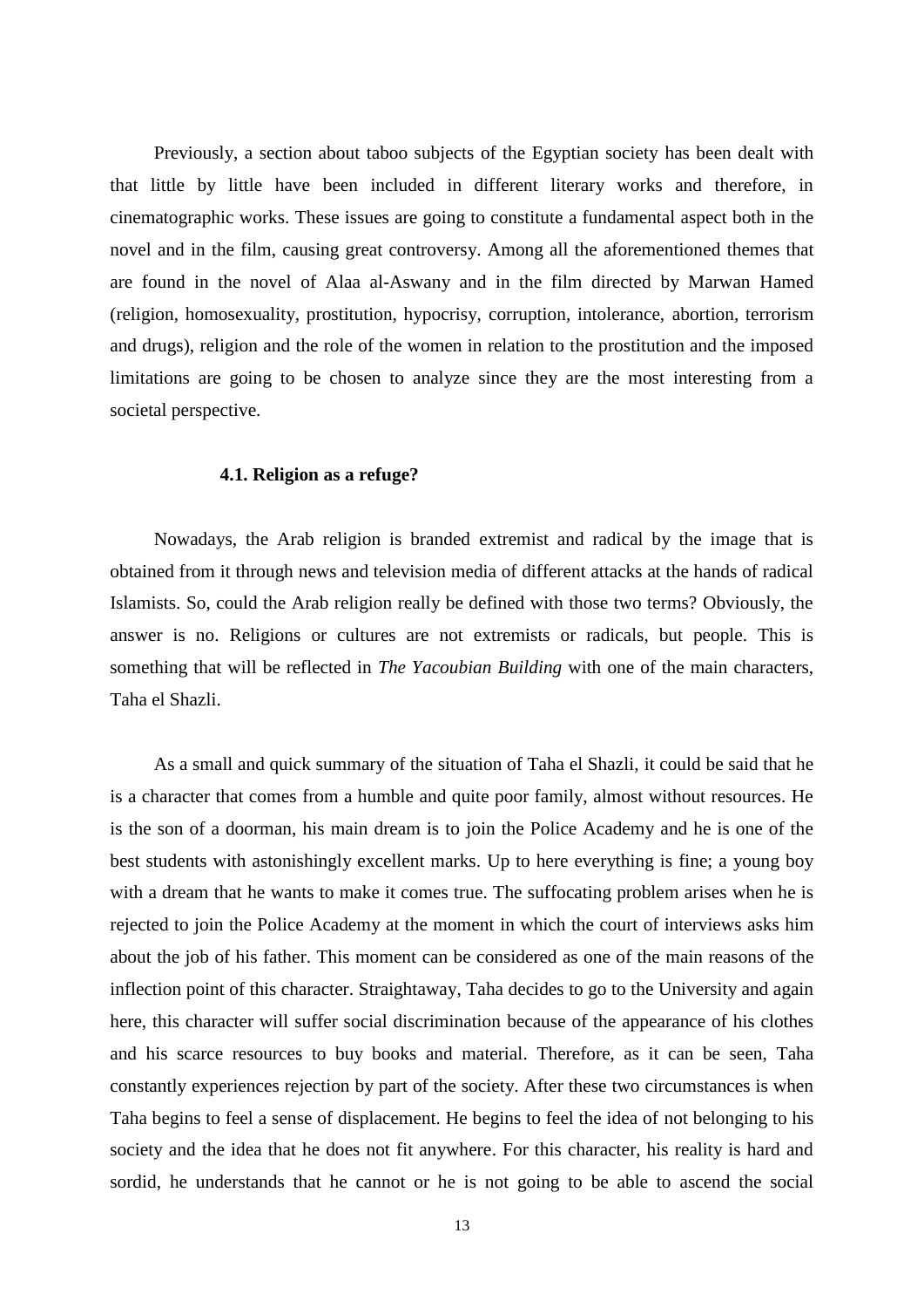Previously, a section about taboo subjects of the Egyptian society has been dealt with that little by little have been included in different literary works and therefore, in cinematographic works. These issues are going to constitute a fundamental aspect both in the novel and in the film, causing great controversy. Among all the aforementioned themes that are found in the novel of Alaa al-Aswany and in the film directed by Marwan Hamed (religion, homosexuality, prostitution, hypocrisy, corruption, intolerance, abortion, terrorism and drugs), religion and the role of the women in relation to the prostitution and the imposed limitations are going to be chosen to analyze since they are the most interesting from a societal perspective.

### 4.1. Religion as a refuge?

Nowadays, the Arab religion is branded extremist and radical by the image that is obtained from it through news and television media of different attacks at the hands of radical Islamists. So, could the Arab religion really be defined with those two terms? Obviously, the answer is no. Religions or cultures are not extremists or radicals, but people. This is something that will be reflected in *The Yacoubian Building* with one of the main characters, Taha el Shazli.

As a small and quick summary of the situation of Taha el Shazli, it could be said that he is a character that comes from a humble and quite poor family, almost without resources. He is the son of a doorman, his main dream is to join the Police Academy and he is one of the best students with astonishingly excellent marks. Up to here everything is fine; a young boy with a dream that he wants to make it comes true. The suffocating problem arises when he is rejected to join the Police Academy at the moment in which the court of interviews asks him about the job of his father. This moment can be considered as one of the main reasons of the inflection point of this character. Straightaway, Taha decides to go to the University and again here, this character will suffer social discrimination because of the appearance of his clothes and his scarce resources to buy books and material. Therefore, as it can be seen, Taha constantly experiences rejection by part of the society. After these two circumstances is when Taha begins to feel a sense of displacement. He begins to feel the idea of not belonging to his society and the idea that he does not fit anywhere. For this character, his reality is hard and sordid, he understands that he cannot or he is not going to be able to ascend the social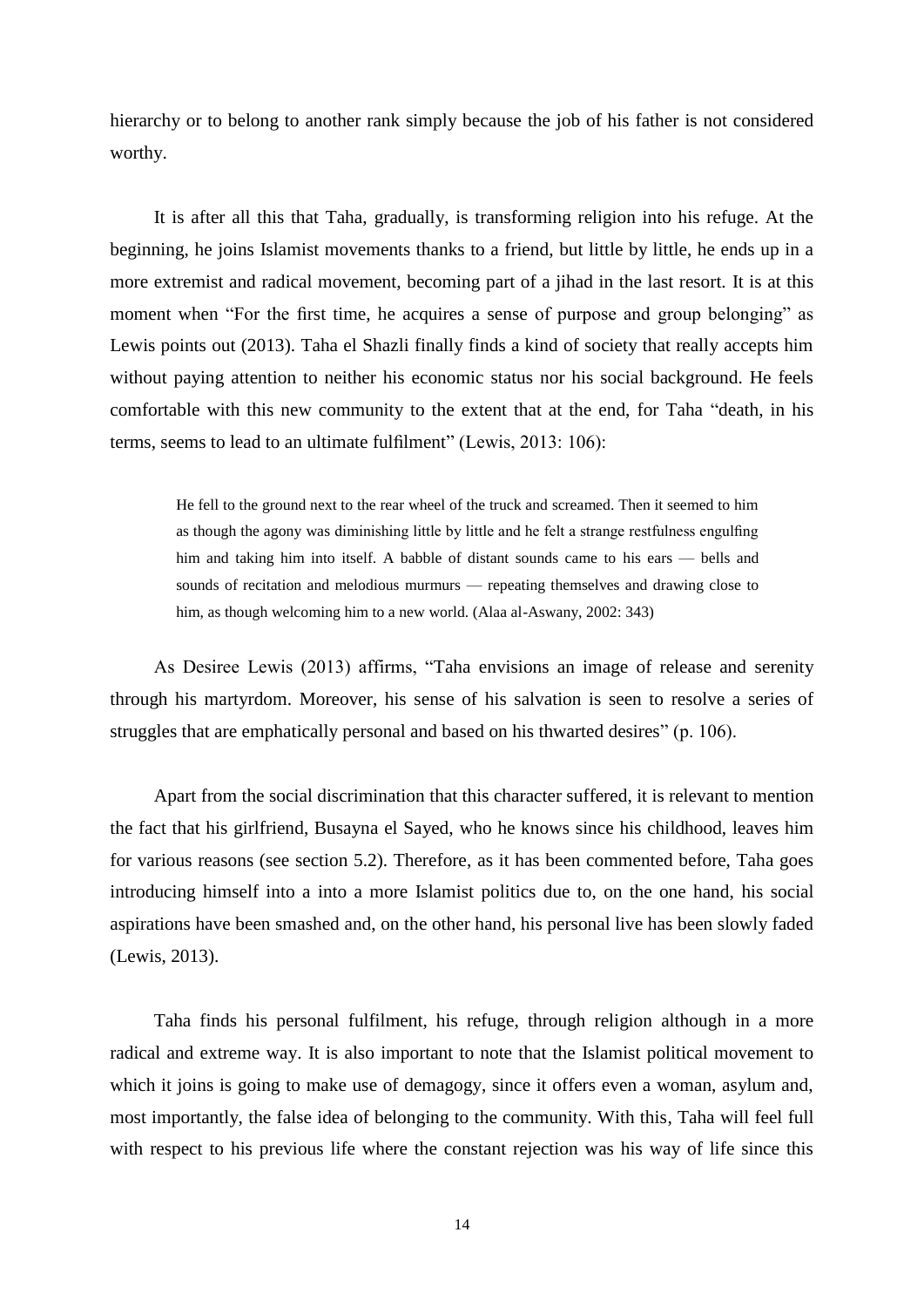hierarchy or to belong to another rank simply because the job of his father is not considered worthy.

It is after all this that Taha, gradually, is transforming religion into his refuge. At the beginning, he joins Islamist movements thanks to a friend, but little by little, he ends up in a more extremist and radical movement, becoming part of a jihad in the last resort. It is at this moment when "For the first time, he acquires a sense of purpose and group belonging" as Lewis points out (2013). Taha el Shazli finally finds a kind of society that really accepts him without paying attention to neither his economic status nor his social background. He feels comfortable with this new community to the extent that at the end, for Taha "death, in his terms, seems to lead to an ultimate fulfilment" (Lewis, 2013: 106):

> He fell to the ground next to the rear wheel of the truck and screamed. Then it seemed to him as though the agony was diminishing little by little and he felt a strange restfulness engulfing him and taking him into itself. A babble of distant sounds came to his ears — bells and sounds of recitation and melodious murmurs — repeating themselves and drawing close to him, as though welcoming him to a new world. (Alaa al-Aswany, 2002: 343)

As Desiree Lewis (2013) affirms, "Taha envisions an image of release and serenity through his martyrdom. Moreover, his sense of his salvation is seen to resolve a series of struggles that are emphatically personal and based on his thwarted desires" (p. 106).

Apart from the social discrimination that this character suffered, it is relevant to mention the fact that his girlfriend, Busayna el Sayed, who he knows since his childhood, leaves him for various reasons (see section 5.2). Therefore, as it has been commented before, Taha goes introducing himself into a into a more Islamist politics due to, on the one hand, his social aspirations have been smashed and, on the other hand, his personal live has been slowly faded (Lewis, 2013).

Taha finds his personal fulfilment, his refuge, through religion although in a more radical and extreme way. It is also important to note that the Islamist political movement to which it joins is going to make use of demagogy, since it offers even a woman, asylum and, most importantly, the false idea of belonging to the community. With this, Taha will feel full with respect to his previous life where the constant rejection was his way of life since this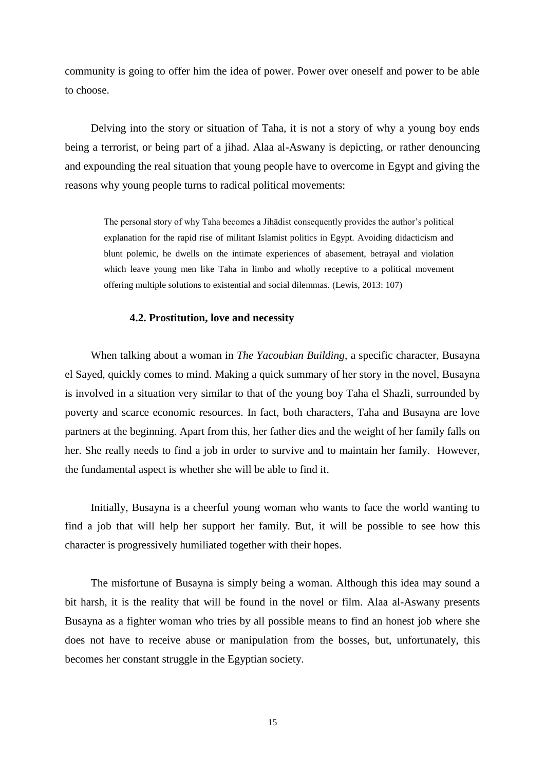community is going to offer him the idea of power. Power over oneself and power to be able to choose.

Delving into the story or situation of Taha, it is not a story of why a young boy ends being a terrorist, or being part of a jihad. Alaa al-Aswany is depicting, or rather denouncing and expounding the real situation that young people have to overcome in Egypt and giving the reasons why young people turns to radical political movements:

> The personal story of why Taha becomes a Jihādist consequently provides the author's political explanation for the rapid rise of militant Islamist politics in Egypt. Avoiding didacticism and blunt polemic, he dwells on the intimate experiences of abasement, betrayal and violation which leave young men like Taha in limbo and wholly receptive to a political movement offering multiple solutions to existential and social dilemmas. (Lewis, 2013: 107)

### 4.2. Prostitution, love and necessity

When talking about a woman in *The Yacoubian Building*, a specific character, Busayna el Sayed, quickly comes to mind. Making a quick summary of her story in the novel, Busayna is involved in a situation very similar to that of the young boy Taha el Shazli, surrounded by poverty and scarce economic resources. In fact, both characters, Taha and Busayna are love partners at the beginning. Apart from this, her father dies and the weight of her family falls on her. She really needs to find a job in order to survive and to maintain her family. However, the fundamental aspect is whether she will be able to find it.

Initially, Busayna is a cheerful young woman who wants to face the world wanting to find a job that will help her support her family. But, it will be possible to see how this character is progressively humiliated together with their hopes.

The misfortune of Busayna is simply being a woman. Although this idea may sound a bit harsh, it is the reality that will be found in the novel or film. Alaa al-Aswany presents Busayna as a fighter woman who tries by all possible means to find an honest job where she does not have to receive abuse or manipulation from the bosses, but, unfortunately, this becomes her constant struggle in the Egyptian society.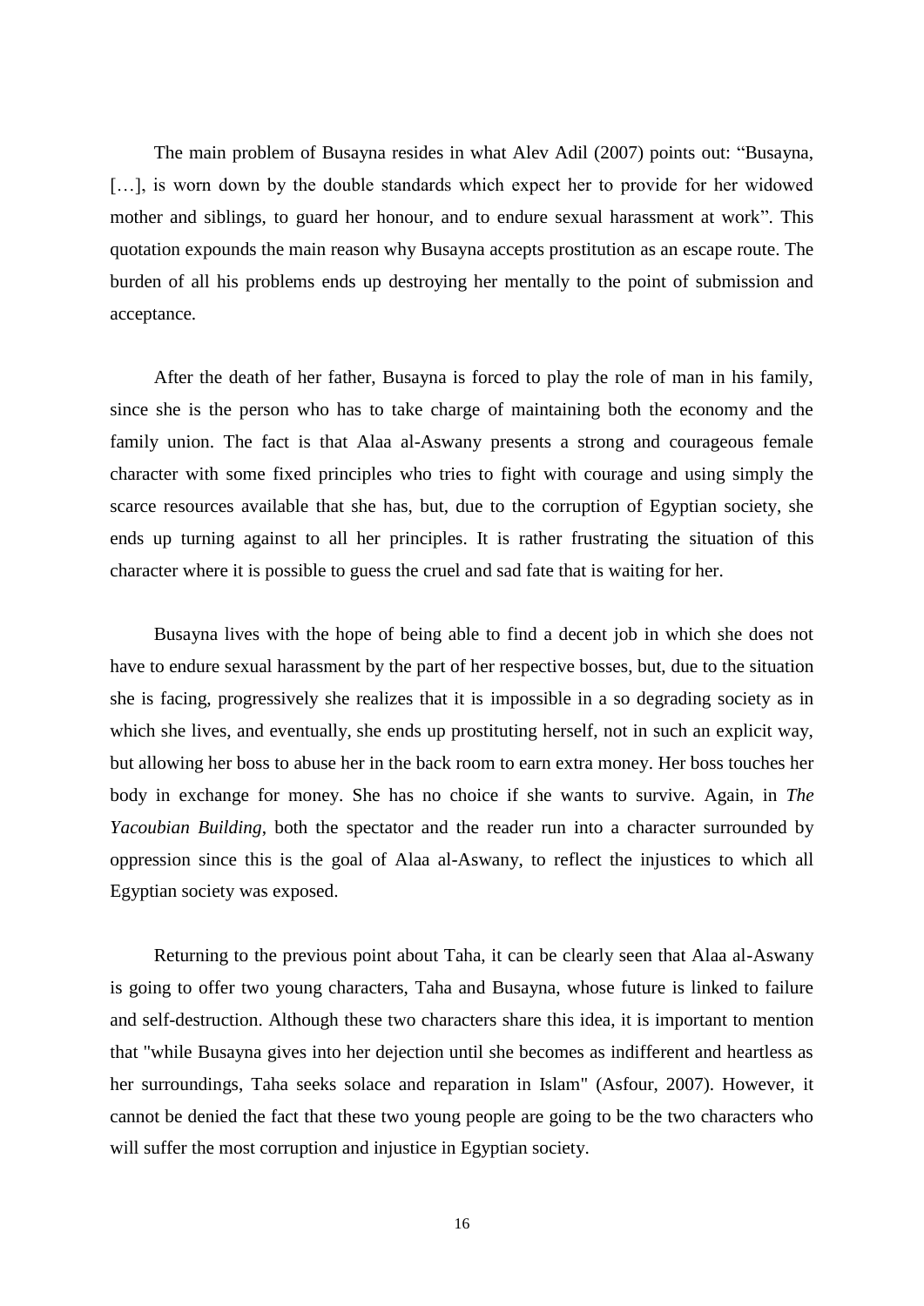The main problem of Busayna resides in what Alev Adil (2007) points out: “Busayna, […], is worn down by the double standards which expect her to provide for her widowed mother and siblings, to guard her honour, and to endure sexual harassment at work”. This quotation expounds the main reason why Busayna accepts prostitution as an escape route. The burden of all his problems ends up destroying her mentally to the point of submission and acceptance.

After the death of her father, Busayna is forced to play the role of man in his family, since she is the person who has to take charge of maintaining both the economy and the family union. The fact is that Alaa al-Aswany presents a strong and courageous female character with some fixed principles who tries to fight with courage and using simply the scarce resources available that she has, but, due to the corruption of Egyptian society, she ends up turning against to all her principles. It is rather frustrating the situation of this character where it is possible to guess the cruel and sad fate that is waiting for her.

Busayna lives with the hope of being able to find a decent job in which she does not have to endure sexual harassment by the part of her respective bosses, but, due to the situation she is facing, progressively she realizes that it is impossible in a so degrading society as in which she lives, and eventually, she ends up prostituting herself, not in such an explicit way, but allowing her boss to abuse her in the back room to earn extra money. Her boss touches her body in exchange for money. She has no choice if she wants to survive. Again, in *The Yacoubian Building*, both the spectator and the reader run into a character surrounded by oppression since this is the goal of Alaa al-Aswany, to reflect the injustices to which all Egyptian society was exposed.

Returning to the previous point about Taha, it can be clearly seen that Alaa al-Aswany is going to offer two young characters, Taha and Busayna, whose future is linked to failure and self-destruction. Although these two characters share this idea, it is important to mention that "while Busayna gives into her dejection until she becomes as indifferent and heartless as her surroundings, Taha seeks solace and reparation in Islam" (Asfour, 2007). However, it cannot be denied the fact that these two young people are going to be the two characters who will suffer the most corruption and injustice in Egyptian society.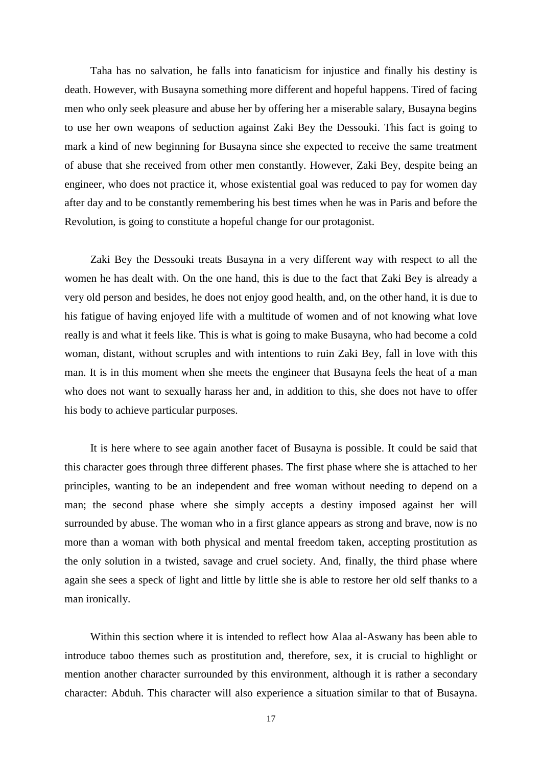Taha has no salvation, he falls into fanaticism for injustice and finally his destiny is death. However, with Busayna something more different and hopeful happens. Tired of facing men who only seek pleasure and abuse her by offering her a miserable salary, Busayna begins to use her own weapons of seduction against Zaki Bey the Dessouki. This fact is going to mark a kind of new beginning for Busayna since she expected to receive the same treatment of abuse that she received from other men constantly. However, Zaki Bey, despite being an engineer, who does not practice it, whose existential goal was reduced to pay for women day after day and to be constantly remembering his best times when he was in Paris and before the Revolution, is going to constitute a hopeful change for our protagonist.

Zaki Bey the Dessouki treats Busayna in a very different way with respect to all the women he has dealt with. On the one hand, this is due to the fact that Zaki Bey is already a very old person and besides, he does not enjoy good health, and, on the other hand, it is due to his fatigue of having enjoyed life with a multitude of women and of not knowing what love really is and what it feels like. This is what is going to make Busayna, who had become a cold woman, distant, without scruples and with intentions to ruin Zaki Bey, fall in love with this man. It is in this moment when she meets the engineer that Busayna feels the heat of a man who does not want to sexually harass her and, in addition to this, she does not have to offer his body to achieve particular purposes.

It is here where to see again another facet of Busayna is possible. It could be said that this character goes through three different phases. The first phase where she is attached to her principles, wanting to be an independent and free woman without needing to depend on a man; the second phase where she simply accepts a destiny imposed against her will surrounded by abuse. The woman who in a first glance appears as strong and brave, now is no more than a woman with both physical and mental freedom taken, accepting prostitution as the only solution in a twisted, savage and cruel society. And, finally, the third phase where again she sees a speck of light and little by little she is able to restore her old self thanks to a man ironically.

Within this section where it is intended to reflect how Alaa al-Aswany has been able to introduce taboo themes such as prostitution and, therefore, sex, it is crucial to highlight or mention another character surrounded by this environment, although it is rather a secondary character: Abduh. This character will also experience a situation similar to that of Busayna.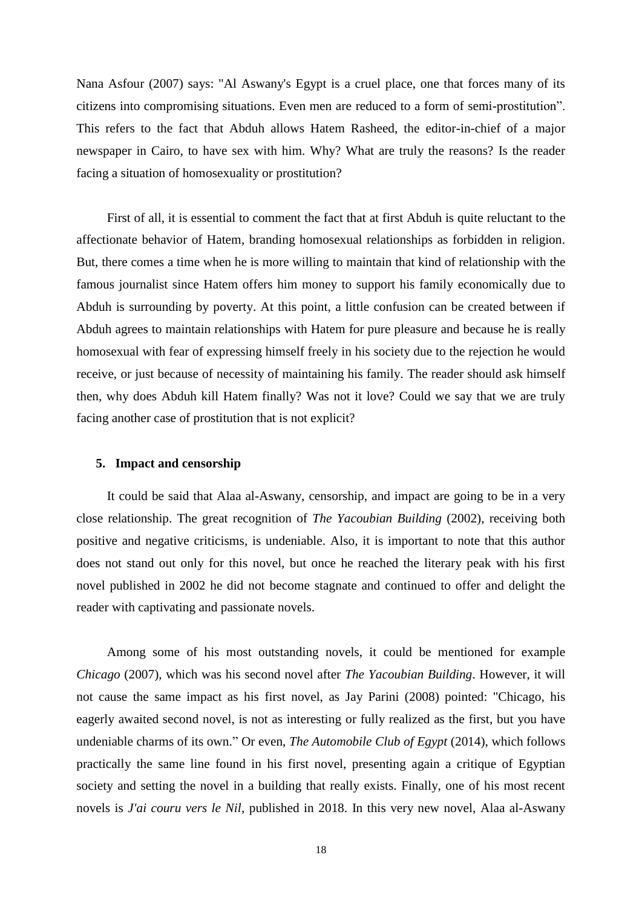Nana Asfour (2007) says: "Al Aswany's Egypt is a cruel place, one that forces many of its citizens into compromising situations. Even men are reduced to a form of semi-prostitution". This refers to the fact that Abduh allows Hatem Rasheed, the editor-in-chief of a major newspaper in Cairo, to have sex with him. Why? What are truly the reasons? Is the reader facing a situation of homosexuality or prostitution?

First of all, it is essential to comment the fact that at first Abduh is quite reluctant to the affectionate behavior of Hatem, branding homosexual relationships as forbidden in religion. But, there comes a time when he is more willing to maintain that kind of relationship with the famous journalist since Hatem offers him money to support his family economically due to Abduh is surrounding by poverty. At this point, a little confusion can be created between if Abduh agrees to maintain relationships with Hatem for pure pleasure and because he is really homosexual with fear of expressing himself freely in his society due to the rejection he would receive, or just because of necessity of maintaining his family. The reader should ask himself then, why does Abduh kill Hatem finally? Was not it love? Could we say that we are truly facing another case of prostitution that is not explicit?

## 5. Impact and censorship

It could be said that Alaa al-Aswany, censorship, and impact are going to be in a very close relationship. The great recognition of *The Yacoubian Building* (2002), receiving both positive and negative criticisms, is undeniable. Also, it is important to note that this author does not stand out only for this novel, but once he reached the literary peak with his first novel published in 2002 he did not become stagnate and continued to offer and delight the reader with captivating and passionate novels.

Among some of his most outstanding novels, it could be mentioned for example *Chicago* (2007), which was his second novel after *The Yacoubian Building*. However, it will not cause the same impact as his first novel, as Jay Parini (2008) pointed: "Chicago, his eagerly awaited second novel, is not as interesting or fully realized as the first, but you have undeniable charms of its own." Or even, *The Automobile Club of Egypt* (2014), which follows practically the same line found in his first novel, presenting again a critique of Egyptian society and setting the novel in a building that really exists. Finally, one of his most recent novels is *J'ai couru vers le Nil*, published in 2018. In this very new novel, Alaa al-Aswany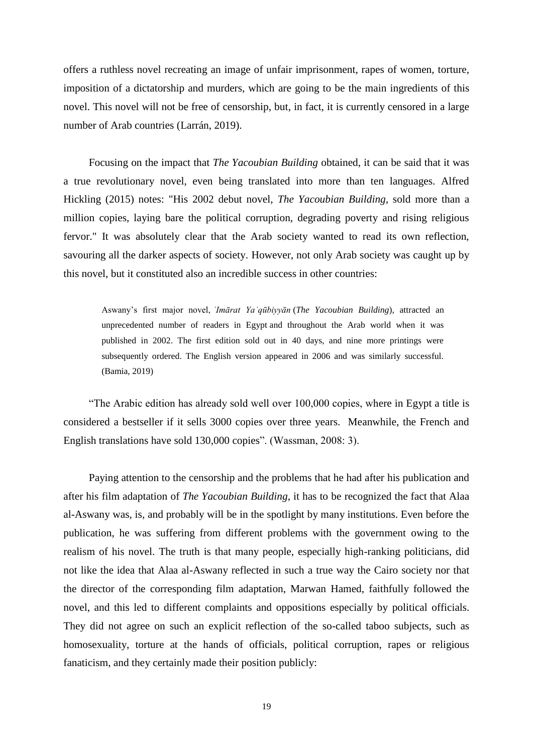offers a ruthless novel recreating an image of unfair imprisonment, rapes of women, torture, imposition of a dictatorship and murders, which are going to be the main ingredients of this novel. This novel will not be free of censorship, but, in fact, it is currently censored in a large number of Arab countries (Larrán, 2019).

Focusing on the impact that *The Yacoubian Building* obtained, it can be said that it was a true revolutionary novel, even being translated into more than ten languages. Alfred Hickling (2015) notes: "His 2002 debut novel, *The Yacoubian Building*, sold more than a million copies, laying bare the political corruption, degrading poverty and rising religious fervor." It was absolutely clear that the Arab society wanted to read its own reflection, savouring all the darker aspects of society. However, not only Arab society was caught up by this novel, but it constituted also an incredible success in other countries:

> Aswany's first major novel, *ʿImārat Yaʿqūbiyyān* (*The Yacoubian Building*), attracted an unprecedented number of readers in Egypt and throughout the Arab world when it was published in 2002. The first edition sold out in 40 days, and nine more printings were subsequently ordered. The English version appeared in 2006 and was similarly successful. (Bamia, 2019)

"The Arabic edition has already sold well over 100,000 copies, where in Egypt a title is considered a bestseller if it sells 3000 copies over three years. Meanwhile, the French and English translations have sold 130,000 copies". (Wassman, 2008: 3).

Paying attention to the censorship and the problems that he had after his publication and after his film adaptation of *The Yacoubian Building*, it has to be recognized the fact that Alaa al-Aswany was, is, and probably will be in the spotlight by many institutions. Even before the publication, he was suffering from different problems with the government owing to the realism of his novel. The truth is that many people, especially high-ranking politicians, did not like the idea that Alaa al-Aswany reflected in such a true way the Cairo society nor that the director of the corresponding film adaptation, Marwan Hamed, faithfully followed the novel, and this led to different complaints and oppositions especially by political officials. They did not agree on such an explicit reflection of the so-called taboo subjects, such as homosexuality, torture at the hands of officials, political corruption, rapes or religious fanaticism, and they certainly made their position publicly: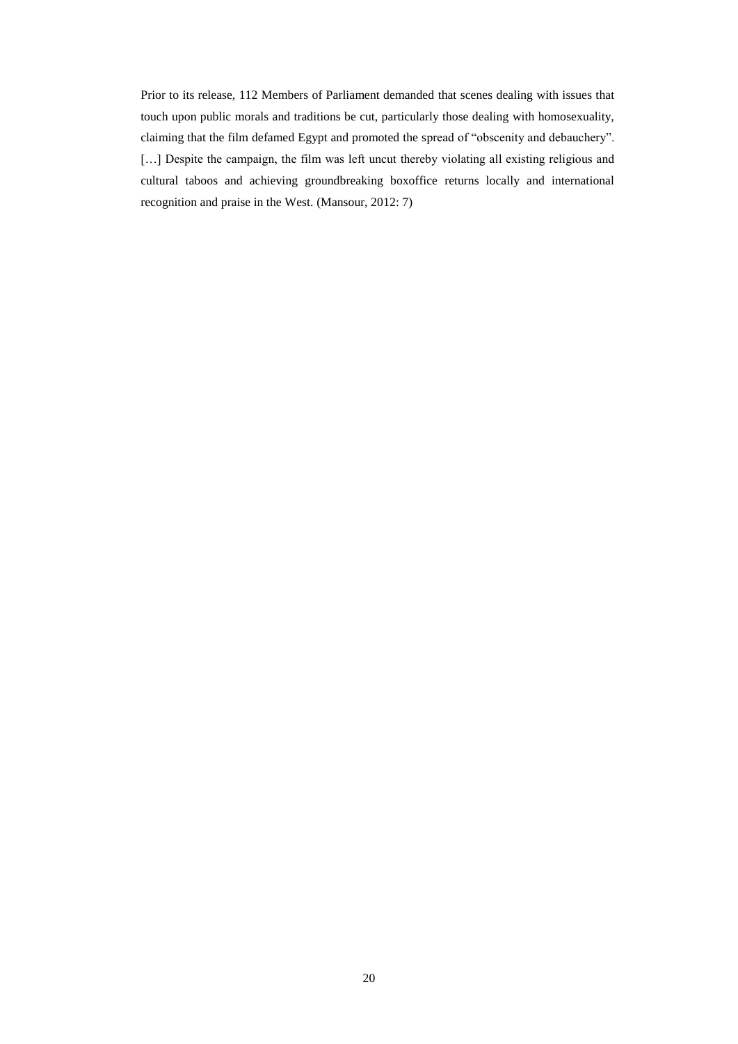Prior to its release, 112 Members of Parliament demanded that scenes dealing with issues that touch upon public morals and traditions be cut, particularly those dealing with homosexuality, claiming that the film defamed Egypt and promoted the spread of "obscenity and debauchery". […] Despite the campaign, the film was left uncut thereby violating all existing religious and cultural taboos and achieving groundbreaking boxoffice returns locally and international recognition and praise in the West. (Mansour, 2012: 7)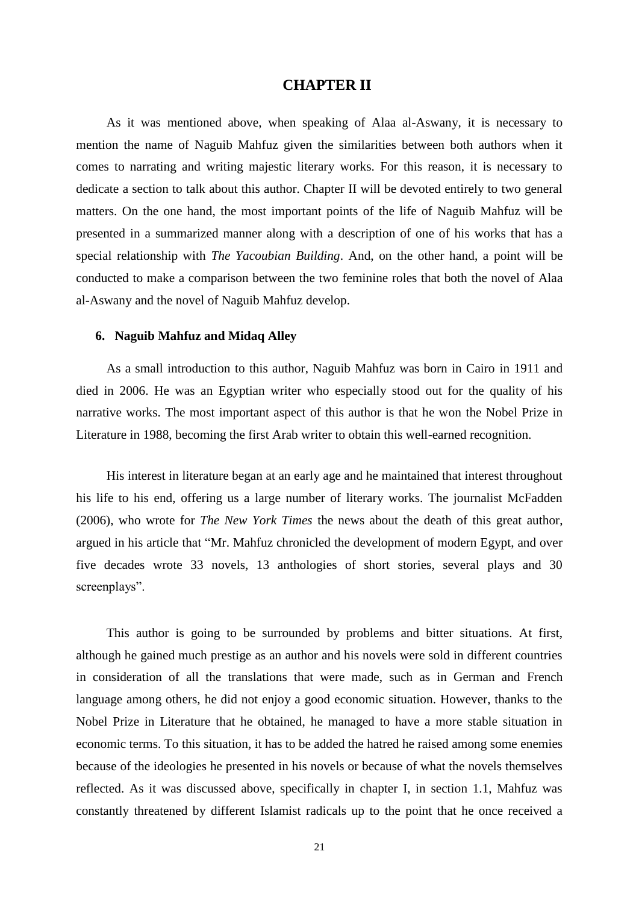# CHAPTER II

As it was mentioned above, when speaking of Alaa al-Aswany, it is necessary to mention the name of Naguib Mahfuz given the similarities between both authors when it comes to narrating and writing majestic literary works. For this reason, it is necessary to dedicate a section to talk about this author. Chapter II will be devoted entirely to two general matters. On the one hand, the most important points of the life of Naguib Mahfuz will be presented in a summarized manner along with a description of one of his works that has a special relationship with *The Yacoubian Building*. And, on the other hand, a point will be conducted to make a comparison between the two feminine roles that both the novel of Alaa al-Aswany and the novel of Naguib Mahfuz develop.

### 6. Naguib Mahfuz and Midaq Alley

As a small introduction to this author, Naguib Mahfuz was born in Cairo in 1911 and died in 2006. He was an Egyptian writer who especially stood out for the quality of his narrative works. The most important aspect of this author is that he won the Nobel Prize in Literature in 1988, becoming the first Arab writer to obtain this well-earned recognition.

His interest in literature began at an early age and he maintained that interest throughout his life to his end, offering us a large number of literary works. The journalist McFadden (2006), who wrote for *The New York Times* the news about the death of this great author, argued in his article that "Mr. Mahfuz chronicled the development of modern Egypt, and over five decades wrote 33 novels, 13 anthologies of short stories, several plays and 30 screenplays".

This author is going to be surrounded by problems and bitter situations. At first, although he gained much prestige as an author and his novels were sold in different countries in consideration of all the translations that were made, such as in German and French language among others, he did not enjoy a good economic situation. However, thanks to the Nobel Prize in Literature that he obtained, he managed to have a more stable situation in economic terms. To this situation, it has to be added the hatred he raised among some enemies because of the ideologies he presented in his novels or because of what the novels themselves reflected. As it was discussed above, specifically in chapter I, in section 1.1, Mahfuz was constantly threatened by different Islamist radicals up to the point that he once received a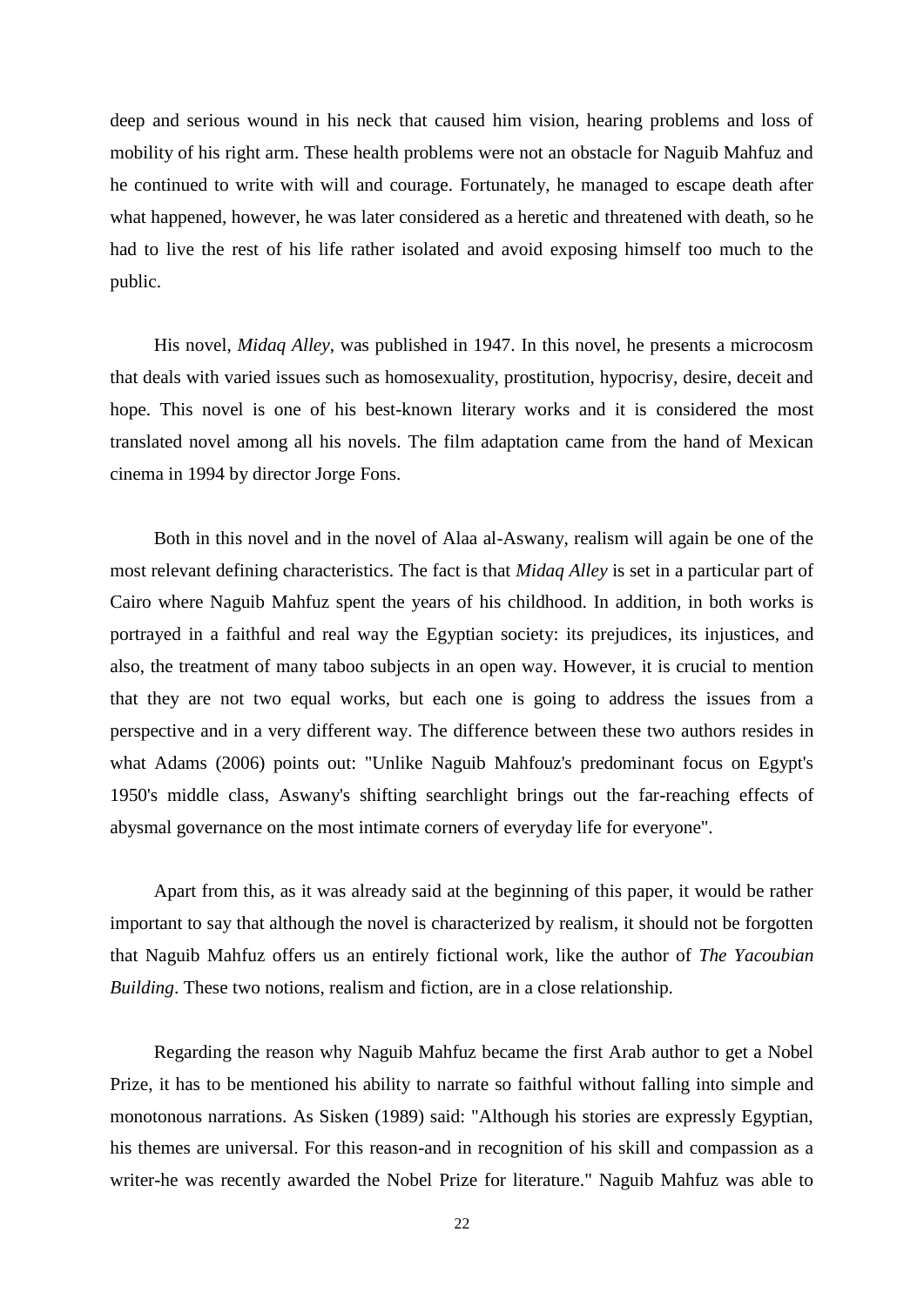deep and serious wound in his neck that caused him vision, hearing problems and loss of mobility of his right arm. These health problems were not an obstacle for Naguib Mahfuz and he continued to write with will and courage. Fortunately, he managed to escape death after what happened, however, he was later considered as a heretic and threatened with death, so he had to live the rest of his life rather isolated and avoid exposing himself too much to the public.

His novel, *Midaq Alley*, was published in 1947. In this novel, he presents a microcosm that deals with varied issues such as homosexuality, prostitution, hypocrisy, desire, deceit and hope. This novel is one of his best-known literary works and it is considered the most translated novel among all his novels. The film adaptation came from the hand of Mexican cinema in 1994 by director Jorge Fons.

Both in this novel and in the novel of Alaa al-Aswany, realism will again be one of the most relevant defining characteristics. The fact is that *Midaq Alley* is set in a particular part of Cairo where Naguib Mahfuz spent the years of his childhood. In addition, in both works is portrayed in a faithful and real way the Egyptian society: its prejudices, its injustices, and also, the treatment of many taboo subjects in an open way. However, it is crucial to mention that they are not two equal works, but each one is going to address the issues from a perspective and in a very different way. The difference between these two authors resides in what Adams (2006) points out: "Unlike Naguib Mahfouz's predominant focus on Egypt's 1950's middle class, Aswany's shifting searchlight brings out the far-reaching effects of abysmal governance on the most intimate corners of everyday life for everyone".

Apart from this, as it was already said at the beginning of this paper, it would be rather important to say that although the novel is characterized by realism, it should not be forgotten that Naguib Mahfuz offers us an entirely fictional work, like the author of *The Yacoubian Building*. These two notions, realism and fiction, are in a close relationship.

Regarding the reason why Naguib Mahfuz became the first Arab author to get a Nobel Prize, it has to be mentioned his ability to narrate so faithful without falling into simple and monotonous narrations. As Sisken (1989) said: "Although his stories are expressly Egyptian, his themes are universal. For this reason-and in recognition of his skill and compassion as a writer-he was recently awarded the Nobel Prize for literature." Naguib Mahfuz was able to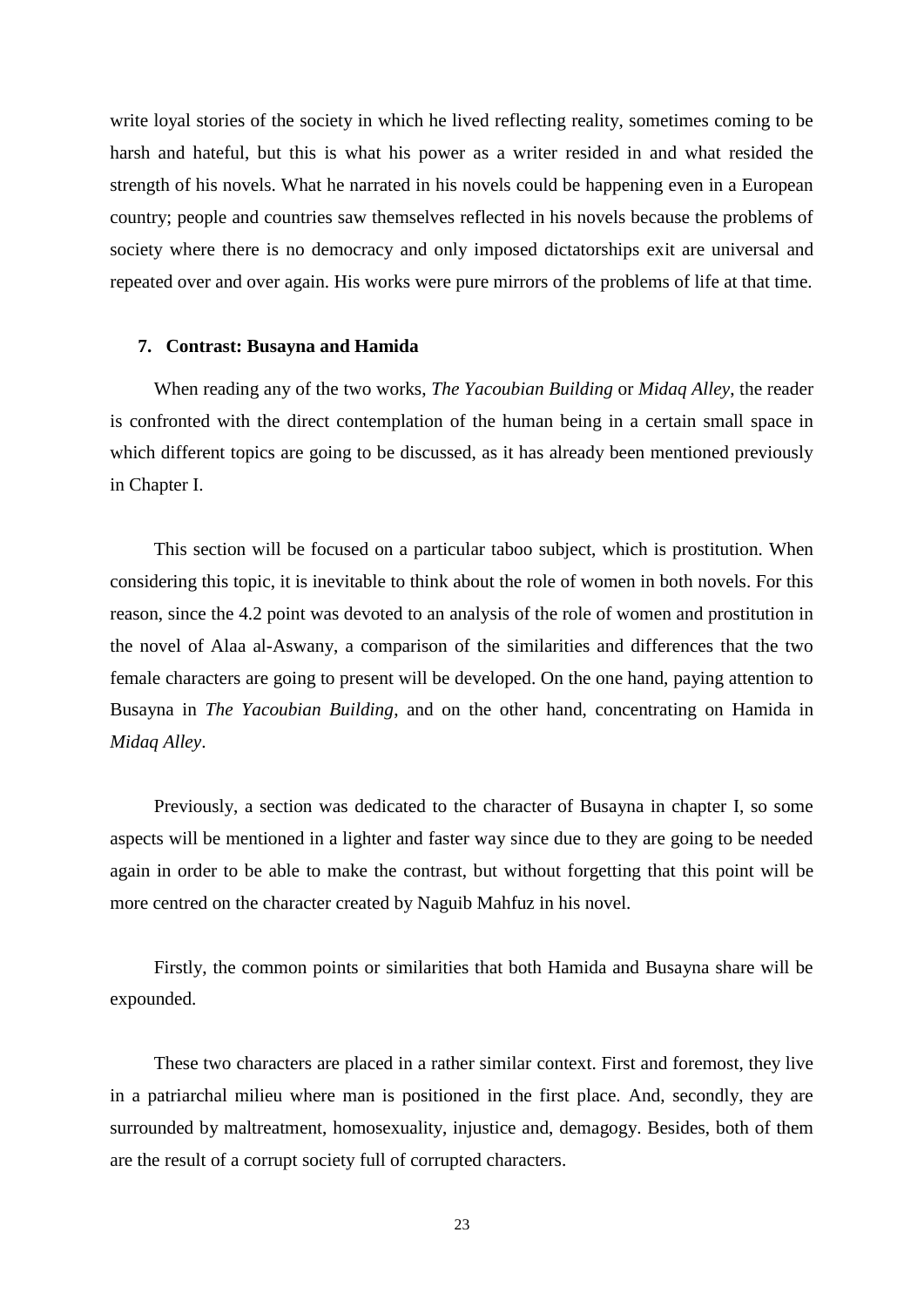write loyal stories of the society in which he lived reflecting reality, sometimes coming to be harsh and hateful, but this is what his power as a writer resided in and what resided the strength of his novels. What he narrated in his novels could be happening even in a European country; people and countries saw themselves reflected in his novels because the problems of society where there is no democracy and only imposed dictatorships exit are universal and repeated over and over again. His works were pure mirrors of the problems of life at that time.

## 7. Contrast: Busayna and Hamida

When reading any of the two works, *The Yacoubian Building* or *Midaq Alley*, the reader is confronted with the direct contemplation of the human being in a certain small space in which different topics are going to be discussed, as it has already been mentioned previously in Chapter I.

This section will be focused on a particular taboo subject, which is prostitution. When considering this topic, it is inevitable to think about the role of women in both novels. For this reason, since the 4.2 point was devoted to an analysis of the role of women and prostitution in the novel of Alaa al-Aswany, a comparison of the similarities and differences that the two female characters are going to present will be developed. On the one hand, paying attention to Busayna in *The Yacoubian Building*, and on the other hand, concentrating on Hamida in *Midaq Alley*.

Previously, a section was dedicated to the character of Busayna in chapter I, so some aspects will be mentioned in a lighter and faster way since due to they are going to be needed again in order to be able to make the contrast, but without forgetting that this point will be more centred on the character created by Naguib Mahfuz in his novel.

Firstly, the common points or similarities that both Hamida and Busayna share will be expounded.

These two characters are placed in a rather similar context. First and foremost, they live in a patriarchal milieu where man is positioned in the first place. And, secondly, they are surrounded by maltreatment, homosexuality, injustice and, demagogy. Besides, both of them are the result of a corrupt society full of corrupted characters.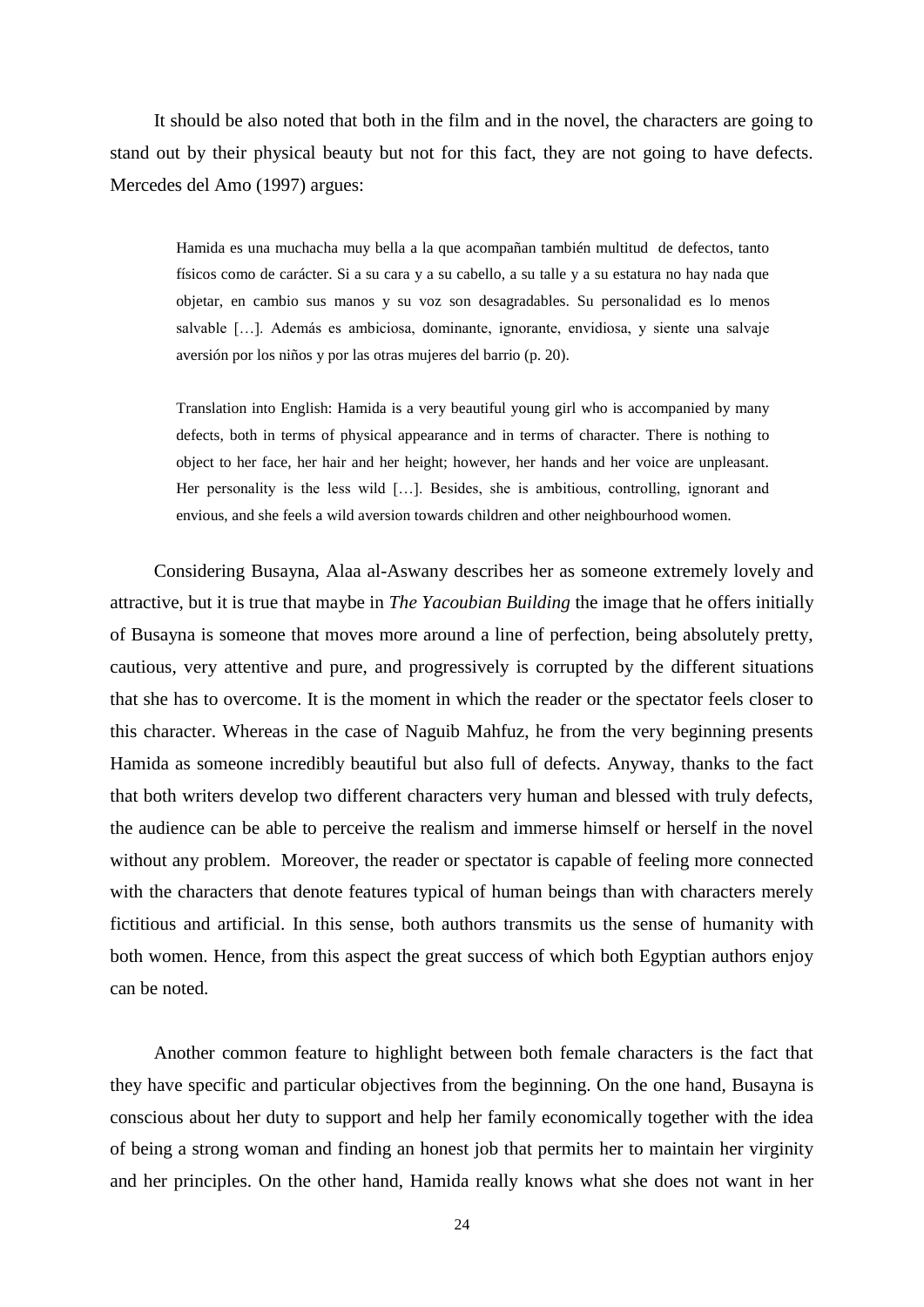It should be also noted that both in the film and in the novel, the characters are going to stand out by their physical beauty but not for this fact, they are not going to have defects. Mercedes del Amo (1997) argues:

> Hamida es una muchacha muy bella a la que acompañan también multitud de defectos, tanto físicos como de carácter. Si a su cara y a su cabello, a su talle y a su estatura no hay nada que objetar, en cambio sus manos y su voz son desagradables. Su personalidad es lo menos salvable […]. Además es ambiciosa, dominante, ignorante, envidiosa, y siente una salvaje aversión por los niños y por las otras mujeres del barrio (p. 20).
>
> Translation into English: Hamida is a very beautiful young girl who is accompanied by many defects, both in terms of physical appearance and in terms of character. There is nothing to object to her face, her hair and her height; however, her hands and her voice are unpleasant. Her personality is the less wild […]. Besides, she is ambitious, controlling, ignorant and envious, and she feels a wild aversion towards children and other neighbourhood women.

Considering Busayna, Alaa al-Aswany describes her as someone extremely lovely and attractive, but it is true that maybe in *The Yacoubian Building* the image that he offers initially of Busayna is someone that moves more around a line of perfection, being absolutely pretty, cautious, very attentive and pure, and progressively is corrupted by the different situations that she has to overcome. It is the moment in which the reader or the spectator feels closer to this character. Whereas in the case of Naguib Mahfuz, he from the very beginning presents Hamida as someone incredibly beautiful but also full of defects. Anyway, thanks to the fact that both writers develop two different characters very human and blessed with truly defects, the audience can be able to perceive the realism and immerse himself or herself in the novel without any problem. Moreover, the reader or spectator is capable of feeling more connected with the characters that denote features typical of human beings than with characters merely fictitious and artificial. In this sense, both authors transmits us the sense of humanity with both women. Hence, from this aspect the great success of which both Egyptian authors enjoy can be noted.

Another common feature to highlight between both female characters is the fact that they have specific and particular objectives from the beginning. On the one hand, Busayna is conscious about her duty to support and help her family economically together with the idea of being a strong woman and finding an honest job that permits her to maintain her virginity and her principles. On the other hand, Hamida really knows what she does not want in her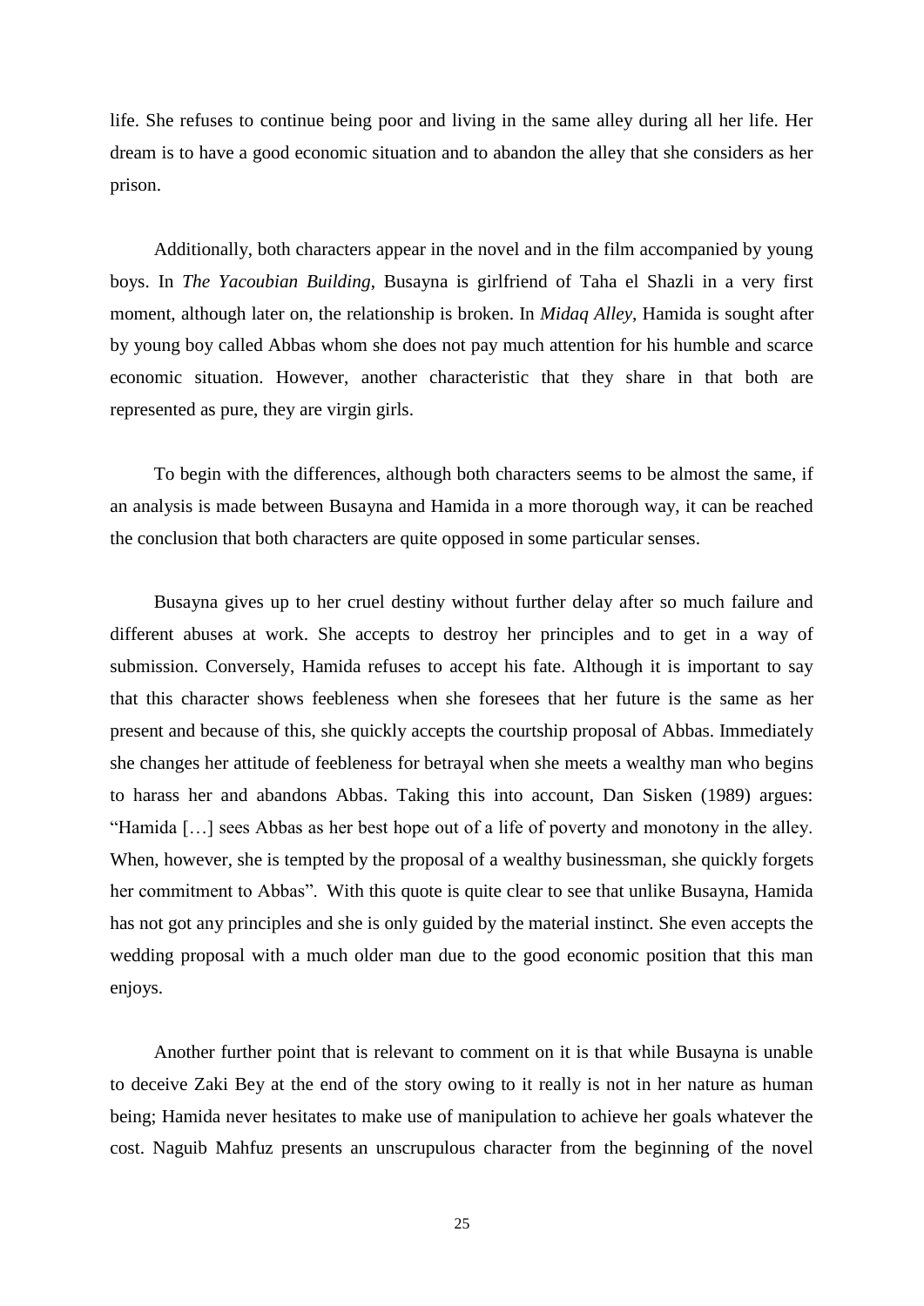life. She refuses to continue being poor and living in the same alley during all her life. Her dream is to have a good economic situation and to abandon the alley that she considers as her prison.

Additionally, both characters appear in the novel and in the film accompanied by young boys. In *The Yacoubian Building*, Busayna is girlfriend of Taha el Shazli in a very first moment, although later on, the relationship is broken. In *Midaq Alley*, Hamida is sought after by young boy called Abbas whom she does not pay much attention for his humble and scarce economic situation. However, another characteristic that they share in that both are represented as pure, they are virgin girls.

To begin with the differences, although both characters seems to be almost the same, if an analysis is made between Busayna and Hamida in a more thorough way, it can be reached the conclusion that both characters are quite opposed in some particular senses.

Busayna gives up to her cruel destiny without further delay after so much failure and different abuses at work. She accepts to destroy her principles and to get in a way of submission. Conversely, Hamida refuses to accept his fate. Although it is important to say that this character shows feebleness when she foresees that her future is the same as her present and because of this, she quickly accepts the courtship proposal of Abbas. Immediately she changes her attitude of feebleness for betrayal when she meets a wealthy man who begins to harass her and abandons Abbas. Taking this into account, Dan Sisken (1989) argues: "Hamida […] sees Abbas as her best hope out of a life of poverty and monotony in the alley. When, however, she is tempted by the proposal of a wealthy businessman, she quickly forgets her commitment to Abbas". With this quote is quite clear to see that unlike Busayna, Hamida has not got any principles and she is only guided by the material instinct. She even accepts the wedding proposal with a much older man due to the good economic position that this man enjoys.

Another further point that is relevant to comment on it is that while Busayna is unable to deceive Zaki Bey at the end of the story owing to it really is not in her nature as human being; Hamida never hesitates to make use of manipulation to achieve her goals whatever the cost. Naguib Mahfuz presents an unscrupulous character from the beginning of the novel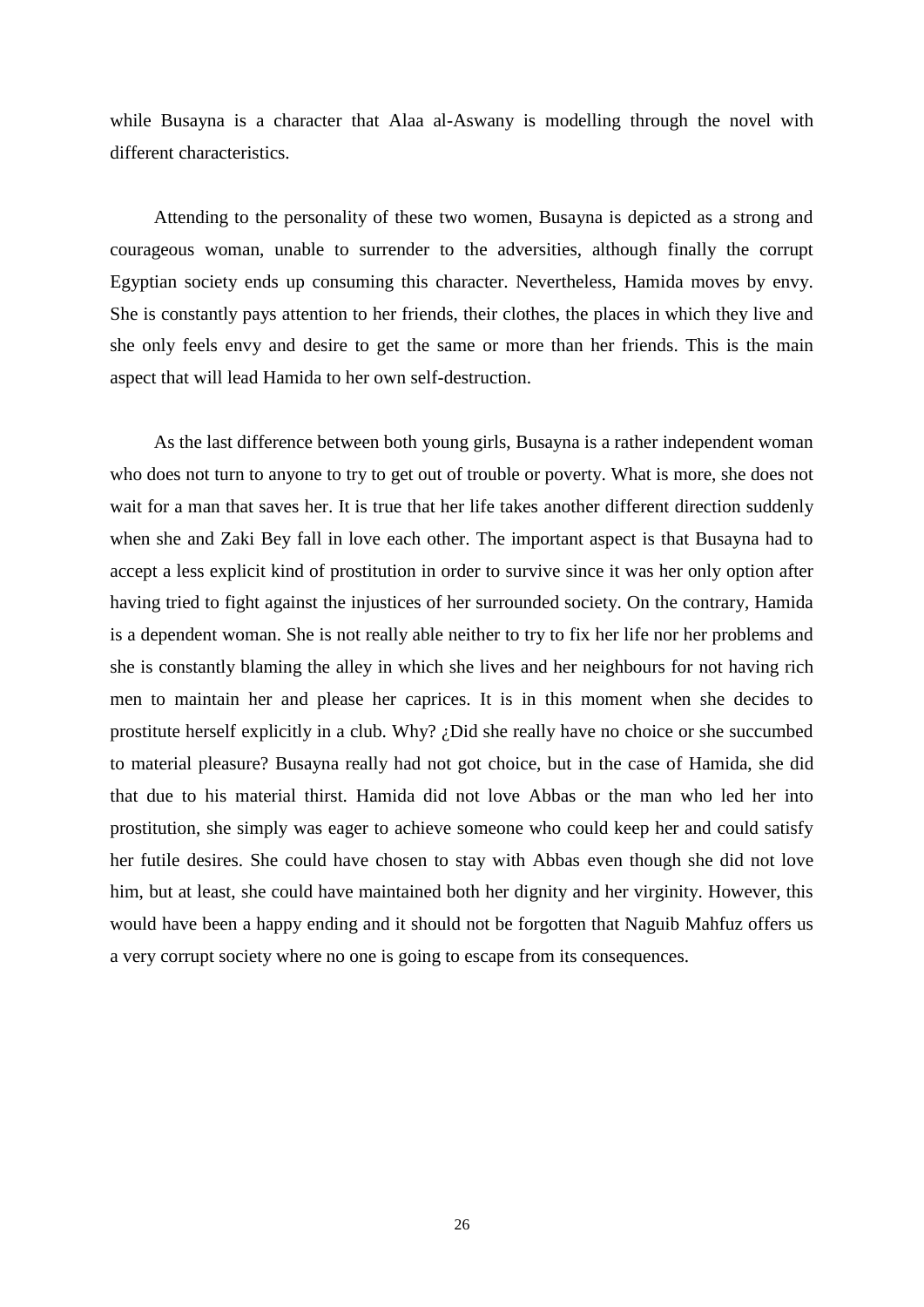while Busayna is a character that Alaa al-Aswany is modelling through the novel with different characteristics.

Attending to the personality of these two women, Busayna is depicted as a strong and courageous woman, unable to surrender to the adversities, although finally the corrupt Egyptian society ends up consuming this character. Nevertheless, Hamida moves by envy. She is constantly pays attention to her friends, their clothes, the places in which they live and she only feels envy and desire to get the same or more than her friends. This is the main aspect that will lead Hamida to her own self-destruction.

As the last difference between both young girls, Busayna is a rather independent woman who does not turn to anyone to try to get out of trouble or poverty. What is more, she does not wait for a man that saves her. It is true that her life takes another different direction suddenly when she and Zaki Bey fall in love each other. The important aspect is that Busayna had to accept a less explicit kind of prostitution in order to survive since it was her only option after having tried to fight against the injustices of her surrounded society. On the contrary, Hamida is a dependent woman. She is not really able neither to try to fix her life nor her problems and she is constantly blaming the alley in which she lives and her neighbours for not having rich men to maintain her and please her caprices. It is in this moment when she decides to prostitute herself explicitly in a club. Why? ¿Did she really have no choice or she succumbed to material pleasure? Busayna really had not got choice, but in the case of Hamida, she did that due to his material thirst. Hamida did not love Abbas or the man who led her into prostitution, she simply was eager to achieve someone who could keep her and could satisfy her futile desires. She could have chosen to stay with Abbas even though she did not love him, but at least, she could have maintained both her dignity and her virginity. However, this would have been a happy ending and it should not be forgotten that Naguib Mahfuz offers us a very corrupt society where no one is going to escape from its consequences.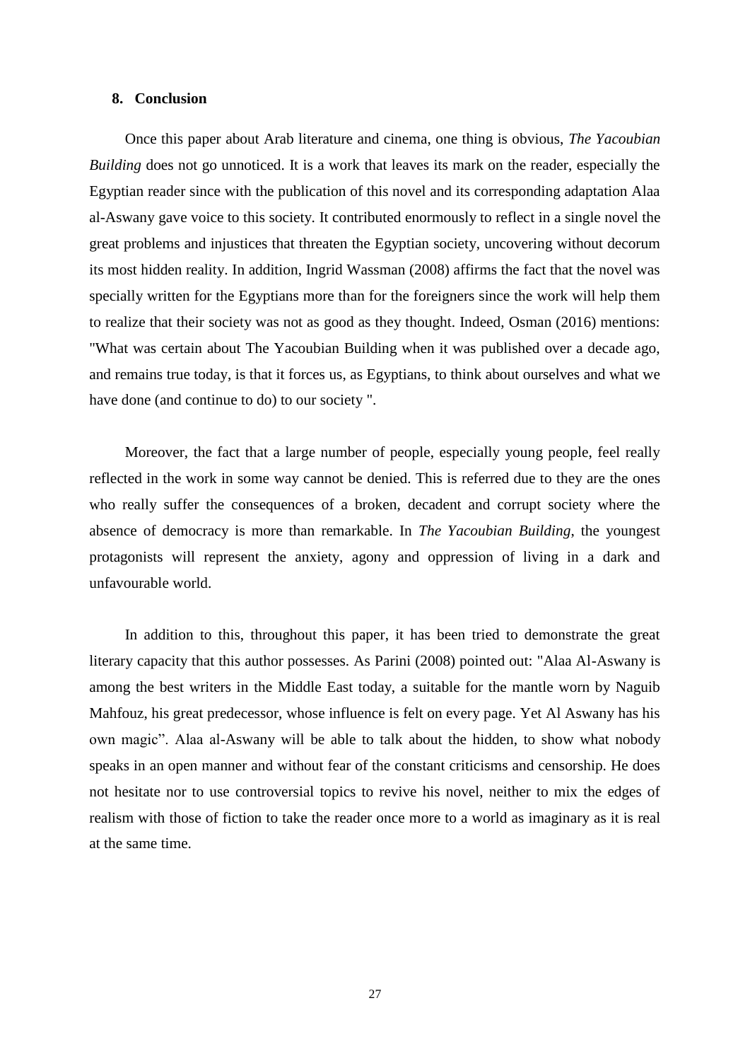## 8. Conclusion

Once this paper about Arab literature and cinema, one thing is obvious, *The Yacoubian Building* does not go unnoticed. It is a work that leaves its mark on the reader, especially the Egyptian reader since with the publication of this novel and its corresponding adaptation Alaa al-Aswany gave voice to this society. It contributed enormously to reflect in a single novel the great problems and injustices that threaten the Egyptian society, uncovering without decorum its most hidden reality. In addition, Ingrid Wassman (2008) affirms the fact that the novel was specially written for the Egyptians more than for the foreigners since the work will help them to realize that their society was not as good as they thought. Indeed, Osman (2016) mentions: "What was certain about The Yacoubian Building when it was published over a decade ago, and remains true today, is that it forces us, as Egyptians, to think about ourselves and what we have done (and continue to do) to our society ".

Moreover, the fact that a large number of people, especially young people, feel really reflected in the work in some way cannot be denied. This is referred due to they are the ones who really suffer the consequences of a broken, decadent and corrupt society where the absence of democracy is more than remarkable. In *The Yacoubian Building*, the youngest protagonists will represent the anxiety, agony and oppression of living in a dark and unfavourable world.

In addition to this, throughout this paper, it has been tried to demonstrate the great literary capacity that this author possesses. As Parini (2008) pointed out: "Alaa Al-Aswany is among the best writers in the Middle East today, a suitable for the mantle worn by Naguib Mahfouz, his great predecessor, whose influence is felt on every page. Yet Al Aswany has his own magic". Alaa al-Aswany will be able to talk about the hidden, to show what nobody speaks in an open manner and without fear of the constant criticisms and censorship. He does not hesitate nor to use controversial topics to revive his novel, neither to mix the edges of realism with those of fiction to take the reader once more to a world as imaginary as it is real at the same time.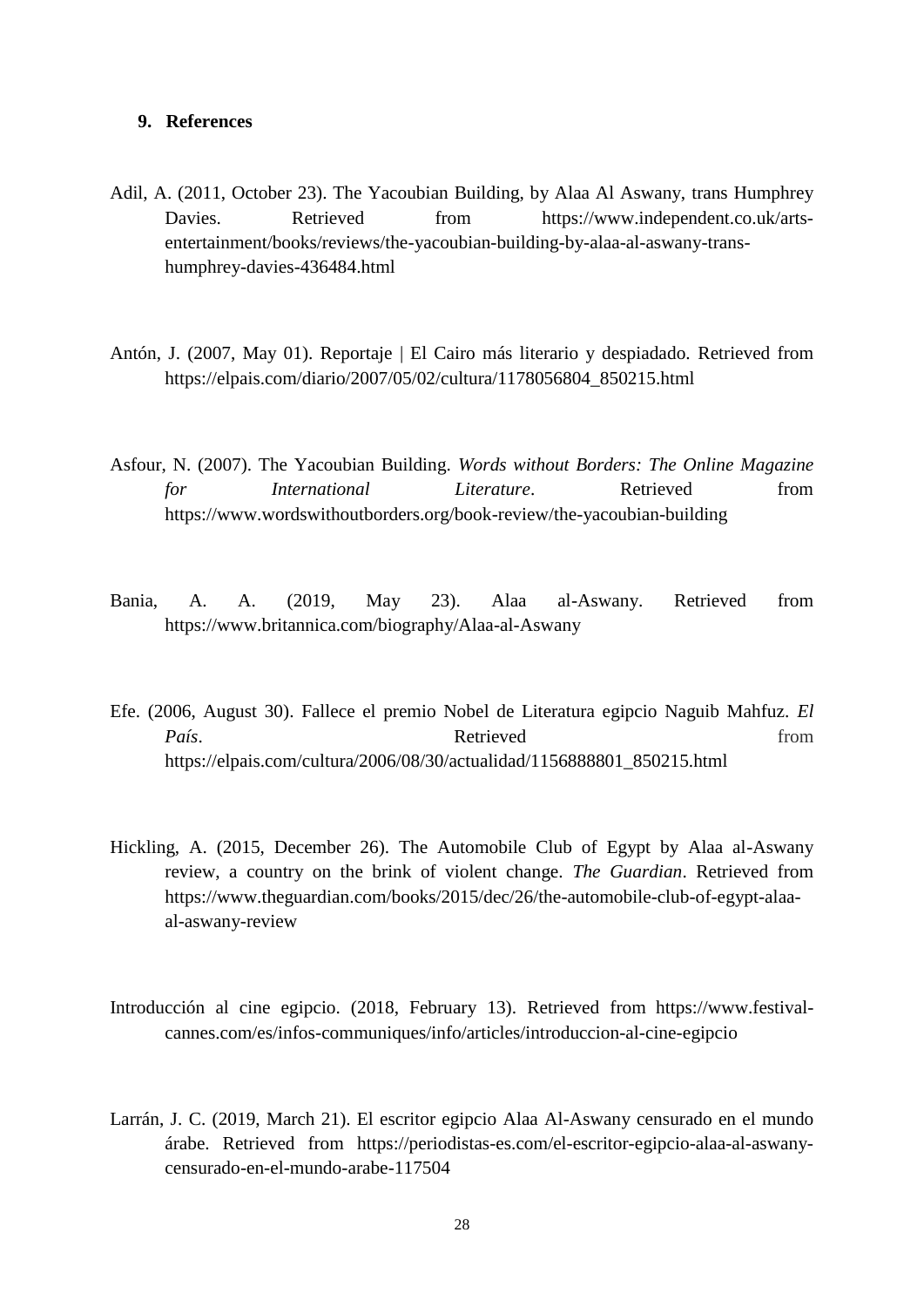## 9. References

Adil, A. (2011, October 23). The Yacoubian Building, by Alaa Al Aswany, trans Humphrey Davies. Retrieved from https://www.independent.co.uk/arts-entertainment/books/reviews/the-yacoubian-building-by-alaa-al-aswany-trans-humphrey-davies-436484.html

Antón, J. (2007, May 01). Reportaje | El Cairo más literario y despiadado. Retrieved from https://elpais.com/diario/2007/05/02/cultura/1178056804_850215.html

Asfour, N. (2007). The Yacoubian Building. *Words without Borders: The Online Magazine for International Literature*. Retrieved from https://www.wordswithoutborders.org/book-review/the-yacoubian-building

Bania, A. A. (2019, May 23). Alaa al-Aswany. Retrieved from https://www.britannica.com/biography/Alaa-al-Aswany

Efe. (2006, August 30). Fallece el premio Nobel de Literatura egipcio Naguib Mahfuz. *El País*. Retrieved from https://elpais.com/cultura/2006/08/30/actualidad/1156888801_850215.html

Hickling, A. (2015, December 26). The Automobile Club of Egypt by Alaa al-Aswany review, a country on the brink of violent change. *The Guardian*. Retrieved from https://www.theguardian.com/books/2015/dec/26/the-automobile-club-of-egypt-alaa-al-aswany-review

Introducción al cine egipcio. (2018, February 13). Retrieved from https://www.festival-cannes.com/es/infos-communiques/info/articles/introduccion-al-cine-egipcio

Larrán, J. C. (2019, March 21). El escritor egipcio Alaa Al-Aswany censurado en el mundo árabe. Retrieved from https://periodistas-es.com/el-escritor-egipcio-alaa-al-aswany-censurado-en-el-mundo-arabe-117504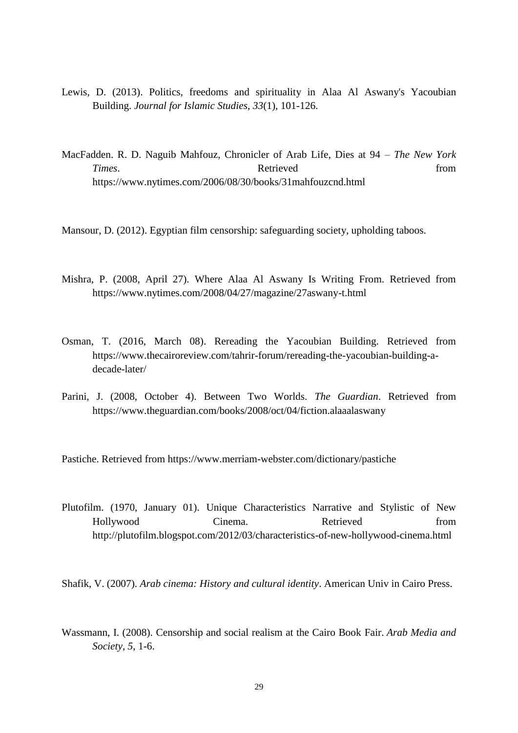Lewis, D. (2013). Politics, freedoms and spirituality in Alaa Al Aswany's Yacoubian Building. *Journal for Islamic Studies*, *33*(1), 101-126.

MacFadden. R. D. Naguib Mahfouz, Chronicler of Arab Life, Dies at 94 – *The New York Times*. Retrieved from https://www.nytimes.com/2006/08/30/books/31mahfouzcnd.html

Mansour, D. (2012). Egyptian film censorship: safeguarding society, upholding taboos.

Mishra, P. (2008, April 27). Where Alaa Al Aswany Is Writing From. Retrieved from https://www.nytimes.com/2008/04/27/magazine/27aswany-t.html

Osman, T. (2016, March 08). Rereading the Yacoubian Building. Retrieved from https://www.thecairoreview.com/tahrir-forum/rereading-the-yacoubian-building-a-decade-later/

Parini, J. (2008, October 4). Between Two Worlds. *The Guardian*. Retrieved from https://www.theguardian.com/books/2008/oct/04/fiction.alaaalaswany

Pastiche. Retrieved from https://www.merriam-webster.com/dictionary/pastiche

Plutofilm. (1970, January 01). Unique Characteristics Narrative and Stylistic of New Hollywood Cinema. Retrieved from http://plutofilm.blogspot.com/2012/03/characteristics-of-new-hollywood-cinema.html

Shafik, V. (2007). *Arab cinema: History and cultural identity*. American Univ in Cairo Press.

Wassmann, I. (2008). Censorship and social realism at the Cairo Book Fair. *Arab Media and Society*, *5*, 1-6.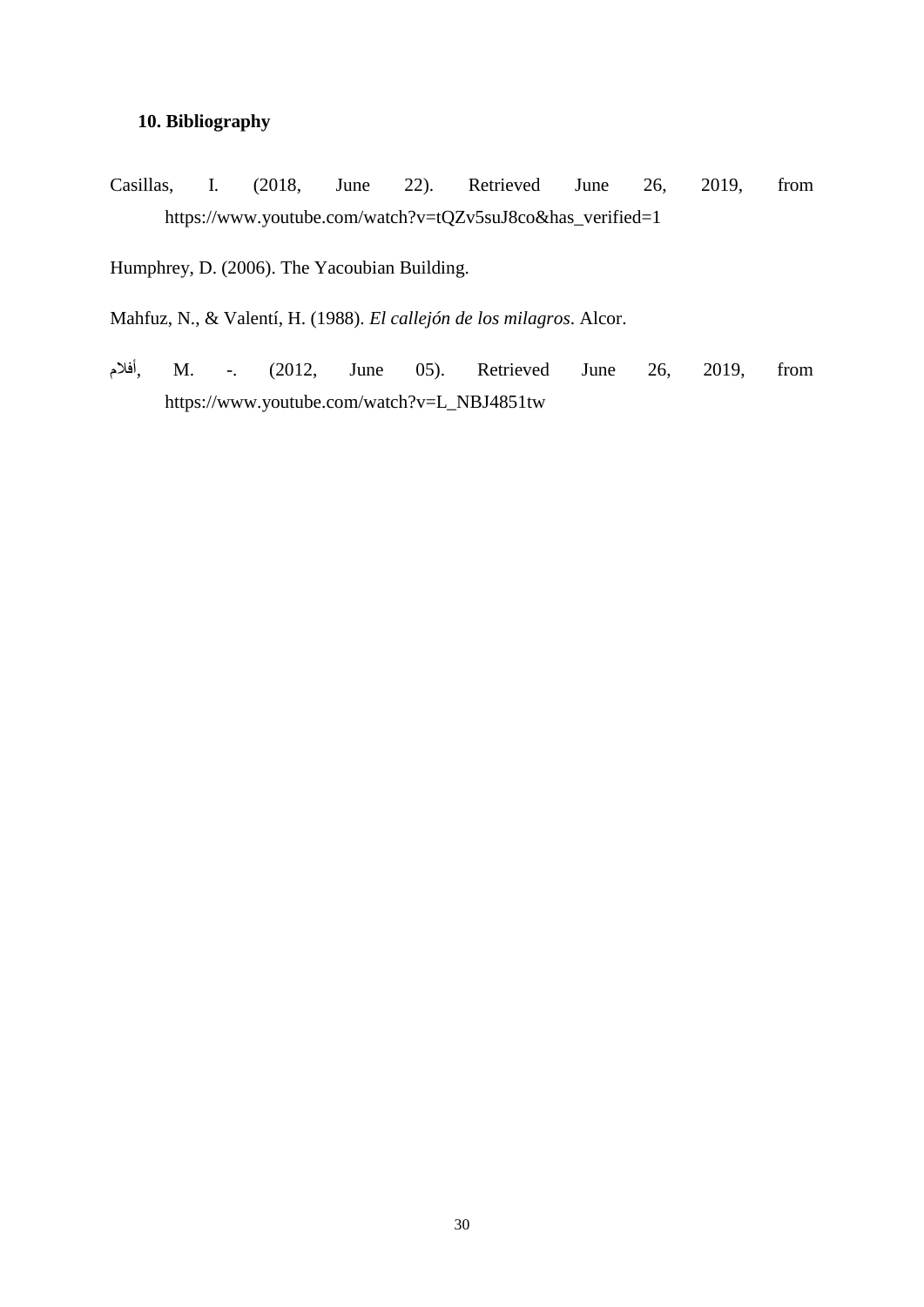## 10. Bibliography

Casillas, I. (2018, June 22). Retrieved June 26, 2019, from https://www.youtube.com/watch?v=tQZv5suJ8co&has_verified=1

Humphrey, D. (2006). The Yacoubian Building.

Mahfuz, N., & Valentí, H. (1988). *El callejón de los milagros*. Alcor.

أفلام, M. -. (2012, June 05). Retrieved June 26, 2019, from https://www.youtube.com/watch?v=L_NBJ4851tw